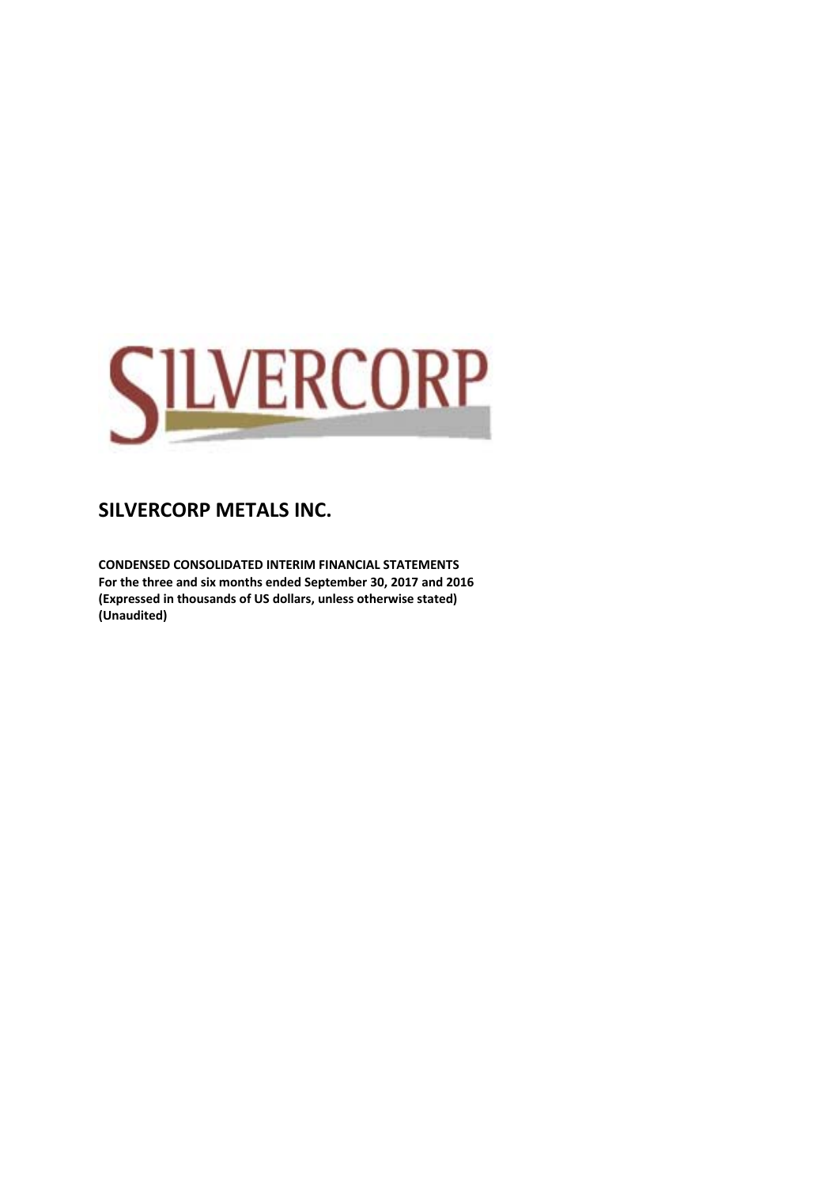SILVERCORP

# SILVERCORP METALS INC.

**CONDENSED CONSOLIDATED INTERIM FINANCIAL STATEMENTS**
**For the three and six months ended September 30, 2017 and 2016**
**(Expressed in thousands of US dollars, unless otherwise stated)**
**(Unaudited)**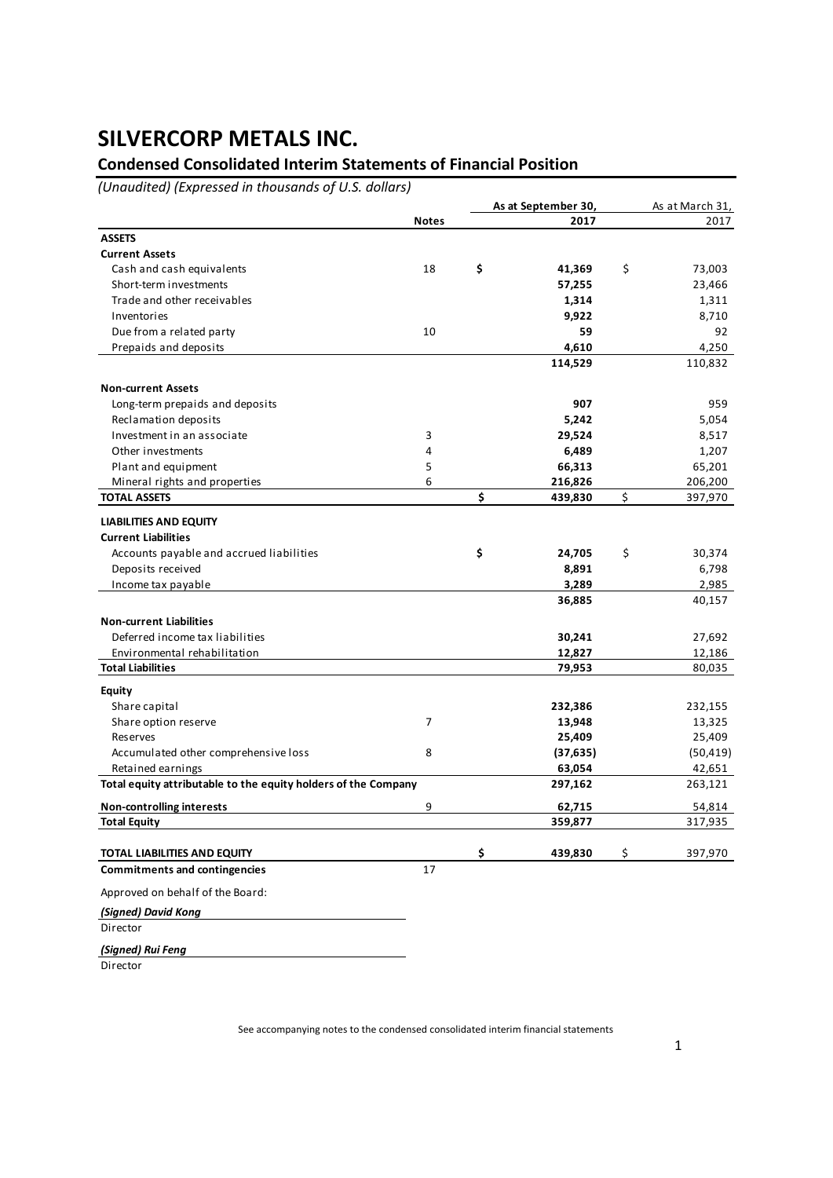# SILVERCORP METALS INC.

## Condensed Consolidated Interim Statements of Financial Position

*(Unaudited) (Expressed in thousands of U.S. dollars)*

| | Notes | As at September 30, 2017 | As at March 31, 2017 |
|---|---|---|---|
| **ASSETS** | | | |
| **Current Assets** | | | |
| Cash and cash equivalents | 18 | **$ 41,369** | $ 73,003 |
| Short-term investments | | **57,255** | 23,466 |
| Trade and other receivables | | **1,314** | 1,311 |
| Inventories | | **9,922** | 8,710 |
| Due from a related party | 10 | **59** | 92 |
| Prepaids and deposits | | **4,610** | 4,250 |
| | | **114,529** | 110,832 |
| **Non-current Assets** | | | |
| Long-term prepaids and deposits | | **907** | 959 |
| Reclamation deposits | | **5,242** | 5,054 |
| Investment in an associate | 3 | **29,524** | 8,517 |
| Other investments | 4 | **6,489** | 1,207 |
| Plant and equipment | 5 | **66,313** | 65,201 |
| Mineral rights and properties | 6 | **216,826** | 206,200 |
| **TOTAL ASSETS** | | **$ 439,830** | $ 397,970 |
| **LIABILITIES AND EQUITY** | | | |
| **Current Liabilities** | | | |
| Accounts payable and accrued liabilities | | **$ 24,705** | $ 30,374 |
| Deposits received | | **8,891** | 6,798 |
| Income tax payable | | **3,289** | 2,985 |
| | | **36,885** | 40,157 |
| **Non-current Liabilities** | | | |
| Deferred income tax liabilities | | **30,241** | 27,692 |
| Environmental rehabilitation | | **12,827** | 12,186 |
| **Total Liabilities** | | **79,953** | 80,035 |
| **Equity** | | | |
| Share capital | | **232,386** | 232,155 |
| Share option reserve | 7 | **13,948** | 13,325 |
| Reserves | | **25,409** | 25,409 |
| Accumulated other comprehensive loss | 8 | **(37,635)** | (50,419) |
| Retained earnings | | **63,054** | 42,651 |
| **Total equity attributable to the equity holders of the Company** | | **297,162** | 263,121 |
| **Non-controlling interests** | 9 | **62,715** | 54,814 |
| **Total Equity** | | **359,877** | 317,935 |
| **TOTAL LIABILITIES AND EQUITY** | | **$ 439,830** | $ 397,970 |
| **Commitments and contingencies** | 17 | | |

Approved on behalf of the Board:

***(Signed) David Kong***

Director

***(Signed) Rui Feng***

Director

See accompanying notes to the condensed consolidated interim financial statements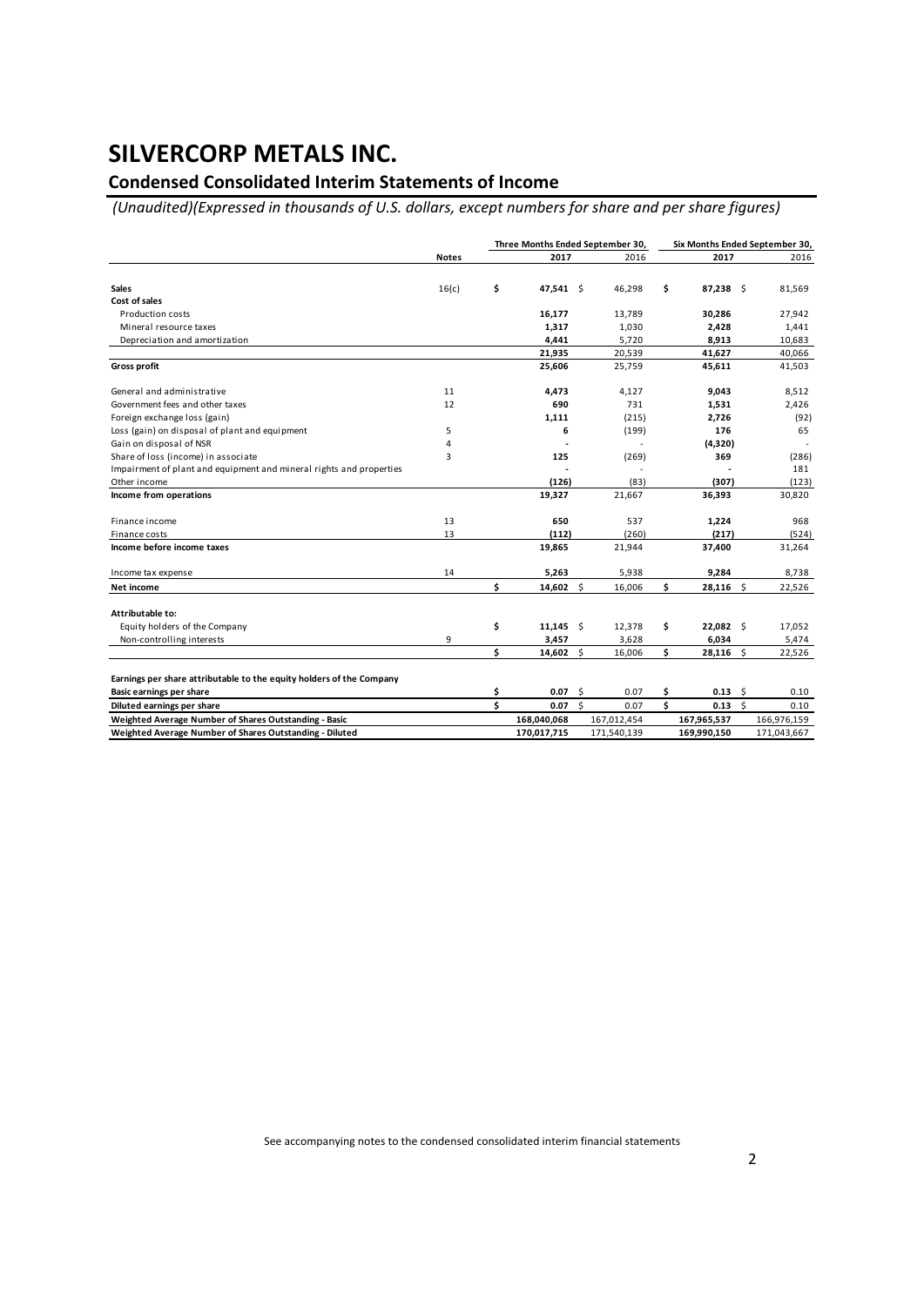# SILVERCORP METALS INC.

## Condensed Consolidated Interim Statements of Income

*(Unaudited)(Expressed in thousands of U.S. dollars, except numbers for share and per share figures)*

| | Notes | Three Months Ended September 30, 2017 | Three Months Ended September 30, 2016 | Six Months Ended September 30, 2017 | Six Months Ended September 30, 2016 |
|---|---|---|---|---|---|
| **Sales** | 16(c) | **$ 47,541** | $ 46,298 | **$ 87,238** | $ 81,569 |
| **Cost of sales** | | | | | |
| Production costs | | **16,177** | 13,789 | **30,286** | 27,942 |
| Mineral resource taxes | | **1,317** | 1,030 | **2,428** | 1,441 |
| Depreciation and amortization | | **4,441** | 5,720 | **8,913** | 10,683 |
| | | **21,935** | 20,539 | **41,627** | 40,066 |
| **Gross profit** | | **25,606** | 25,759 | **45,611** | 41,503 |
| General and administrative | 11 | **4,473** | 4,127 | **9,043** | 8,512 |
| Government fees and other taxes | 12 | **690** | 731 | **1,531** | 2,426 |
| Foreign exchange loss (gain) | | **1,111** | (215) | **2,726** | (92) |
| Loss (gain) on disposal of plant and equipment | 5 | **6** | (199) | **176** | 65 |
| Gain on disposal of NSR | 4 | **-** | - | **(4,320)** | - |
| Share of loss (income) in associate | 3 | **125** | (269) | **369** | (286) |
| Impairment of plant and equipment and mineral rights and properties | | **-** | - | **-** | 181 |
| Other income | | **(126)** | (83) | **(307)** | (123) |
| **Income from operations** | | **19,327** | 21,667 | **36,393** | 30,820 |
| Finance income | 13 | **650** | 537 | **1,224** | 968 |
| Finance costs | 13 | **(112)** | (260) | **(217)** | (524) |
| **Income before income taxes** | | **19,865** | 21,944 | **37,400** | 31,264 |
| Income tax expense | 14 | **5,263** | 5,938 | **9,284** | 8,738 |
| **Net income** | | **$ 14,602** | $ 16,006 | **$ 28,116** | $ 22,526 |
| **Attributable to:** | | | | | |
| Equity holders of the Company | | **$ 11,145** | $ 12,378 | **$ 22,082** | $ 17,052 |
| Non-controlling interests | 9 | **3,457** | 3,628 | **6,034** | 5,474 |
| | | **$ 14,602** | $ 16,006 | **$ 28,116** | $ 22,526 |
| **Earnings per share attributable to the equity holders of the Company** | | | | | |
| **Basic earnings per share** | | **$ 0.07** | $ 0.07 | **$ 0.13** | $ 0.10 |
| **Diluted earnings per share** | | **$ 0.07** | $ 0.07 | **$ 0.13** | $ 0.10 |
| **Weighted Average Number of Shares Outstanding - Basic** | | **168,040,068** | 167,012,454 | **167,965,537** | 166,976,159 |
| **Weighted Average Number of Shares Outstanding - Diluted** | | **170,017,715** | 171,540,139 | **169,990,150** | 171,043,667 |

See accompanying notes to the condensed consolidated interim financial statements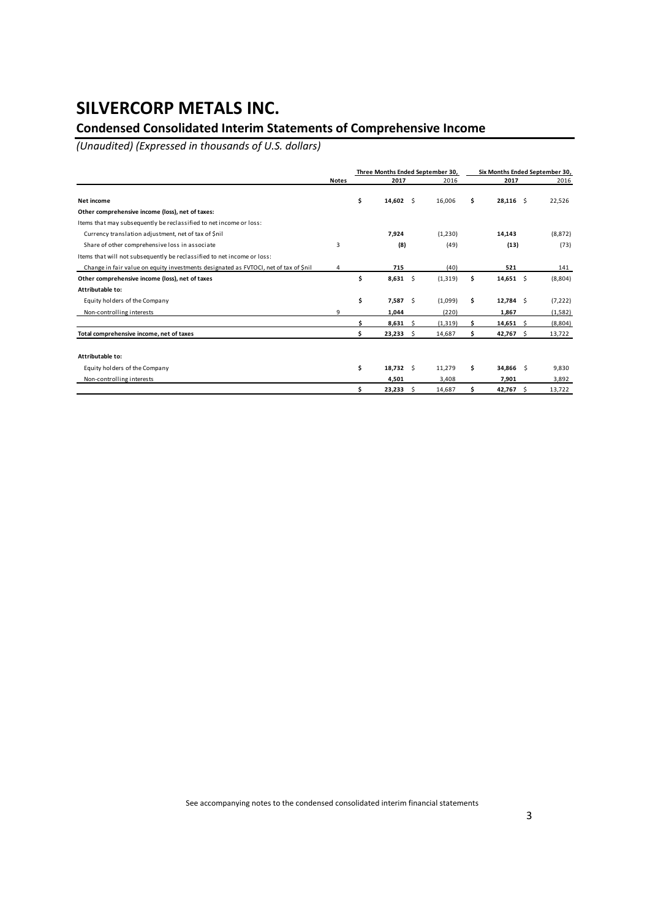# SILVERCORP METALS INC.

## Condensed Consolidated Interim Statements of Comprehensive Income

*(Unaudited) (Expressed in thousands of U.S. dollars)*

| | Notes | Three Months Ended September 30, | | Six Months Ended September 30, | |
|---|---|---|---|---|---|
| | | **2017** | 2016 | **2017** | 2016 |
| **Net income** | | **$ 14,602** | $ 16,006 | **$ 28,116** | $ 22,526 |
| **Other comprehensive income (loss), net of taxes:** | | | | | |
| Items that may subsequently be reclassified to net income or loss: | | | | | |
| Currency translation adjustment, net of tax of $nil | | **7,924** | (1,230) | **14,143** | (8,872) |
| Share of other comprehensive loss in associate | 3 | **(8)** | (49) | **(13)** | (73) |
| Items that will not subsequently be reclassified to net income or loss: | | | | | |
| Change in fair value on equity investments designated as FVTOCI, net of tax of $nil | 4 | **715** | (40) | **521** | 141 |
| **Other comprehensive income (loss), net of taxes** | | **$ 8,631** | $ (1,319) | **$ 14,651** | $ (8,804) |
| **Attributable to:** | | | | | |
| Equity holders of the Company | | **$ 7,587** | $ (1,099) | **$ 12,784** | $ (7,222) |
| Non-controlling interests | 9 | **1,044** | (220) | **1,867** | (1,582) |
| | | **$ 8,631** | $ (1,319) | **$ 14,651** | $ (8,804) |
| **Total comprehensive income, net of taxes** | | **$ 23,233** | $ 14,687 | **$ 42,767** | $ 13,722 |
| | | | | | |
| **Attributable to:** | | | | | |
| Equity holders of the Company | | **$ 18,732** | $ 11,279 | **$ 34,866** | $ 9,830 |
| Non-controlling interests | | **4,501** | 3,408 | **7,901** | 3,892 |
| | | **$ 23,233** | $ 14,687 | **$ 42,767** | $ 13,722 |

See accompanying notes to the condensed consolidated interim financial statements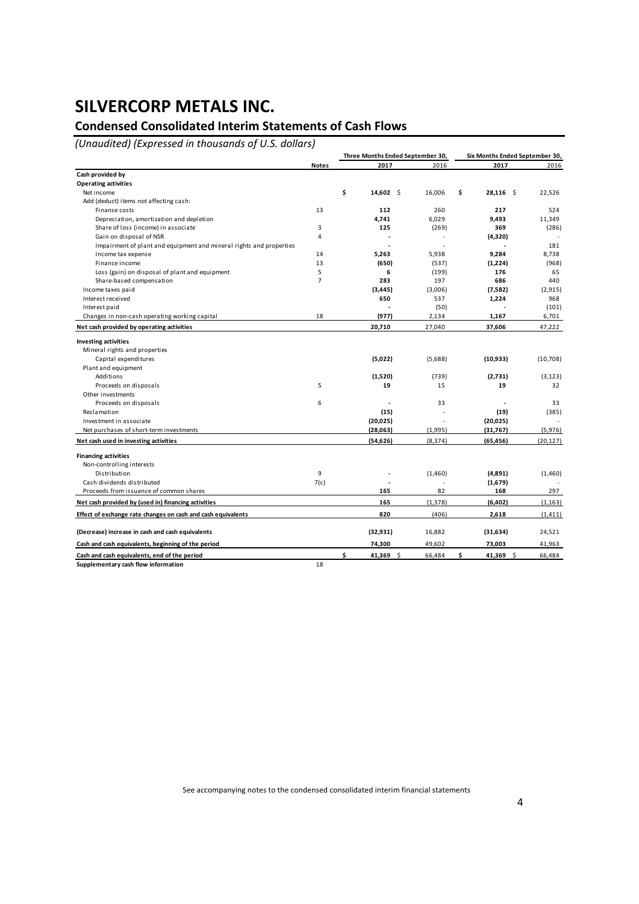# SILVERCORP METALS INC.

## Condensed Consolidated Interim Statements of Cash Flows

*(Unaudited) (Expressed in thousands of U.S. dollars)*

| | Notes | Three Months Ended September 30, 2017 | 2016 | Six Months Ended September 30, 2017 | 2016 |
|---|---|---|---|---|---|
| **Cash provided by** | | | | | |
| **Operating activities** | | | | | |
| Net income | | **$ 14,602** | $ 16,006 | **$ 28,116** | $ 22,526 |
| Add (deduct) items not affecting cash: | | | | | |
| Finance costs | 13 | **112** | 260 | **217** | 524 |
| Depreciation, amortization and depletion | | **4,741** | 6,029 | **9,493** | 11,349 |
| Share of loss (income) in associate | 3 | **125** | (269) | **369** | (286) |
| Gain on disposal of NSR | 4 | **-** | - | **(4,320)** | - |
| Impairment of plant and equipment and mineral rights and properties | | **-** | - | **-** | 181 |
| Income tax expense | 14 | **5,263** | 5,938 | **9,284** | 8,738 |
| Finance income | 13 | **(650)** | (537) | **(1,224)** | (968) |
| Loss (gain) on disposal of plant and equipment | 5 | **6** | (199) | **176** | 65 |
| Share-based compensation | 7 | **283** | 197 | **686** | 440 |
| Income taxes paid | | **(3,445)** | (3,006) | **(7,582)** | (2,915) |
| Interest received | | **650** | 537 | **1,224** | 968 |
| Interest paid | | **-** | (50) | **-** | (101) |
| Changes in non-cash operating working capital | 18 | **(977)** | 2,134 | **1,167** | 6,701 |
| **Net cash provided by operating activities** | | **20,710** | 27,040 | **37,606** | 47,222 |
| **Investing activities** | | | | | |
| Mineral rights and properties | | | | | |
| Capital expenditures | | **(5,022)** | (5,688) | **(10,933)** | (10,708) |
| Plant and equipment | | | | | |
| Additions | | **(1,520)** | (739) | **(2,731)** | (3,123) |
| Proceeds on disposals | 5 | **19** | 15 | **19** | 32 |
| Other investments | | | | | |
| Proceeds on disposals | 6 | **-** | 33 | **-** | 33 |
| Reclamation | | **(15)** | - | **(19)** | (385) |
| Investment in associate | | **(20,025)** | - | **(20,025)** | - |
| Net purchases of short-term investments | | **(28,063)** | (1,995) | **(31,767)** | (5,976) |
| **Net cash used in investing activities** | | **(54,626)** | (8,374) | **(65,456)** | (20,127) |
| **Financing activities** | | | | | |
| Non-controlling interests | | | | | |
| Distribution | 9 | **-** | (1,460) | **(4,891)** | (1,460) |
| Cash dividends distributed | 7(c) | **-** | - | **(1,679)** | - |
| Proceeds from issuance of common shares | | **165** | 82 | **168** | 297 |
| **Net cash provided by (used in) financing activities** | | **165** | (1,378) | **(6,402)** | (1,163) |
| **Effect of exchange rate changes on cash and cash equivalents** | | **820** | (406) | **2,618** | (1,411) |
| **(Decrease) increase in cash and cash equivalents** | | **(32,931)** | 16,882 | **(31,634)** | 24,521 |
| **Cash and cash equivalents, beginning of the period** | | **74,300** | 49,602 | **73,003** | 41,963 |
| **Cash and cash equivalents, end of the period** | | **$ 41,369** | $ 66,484 | **$ 41,369** | $ 66,484 |
| **Supplementary cash flow information** | 18 | | | | |

See accompanying notes to the condensed consolidated interim financial statements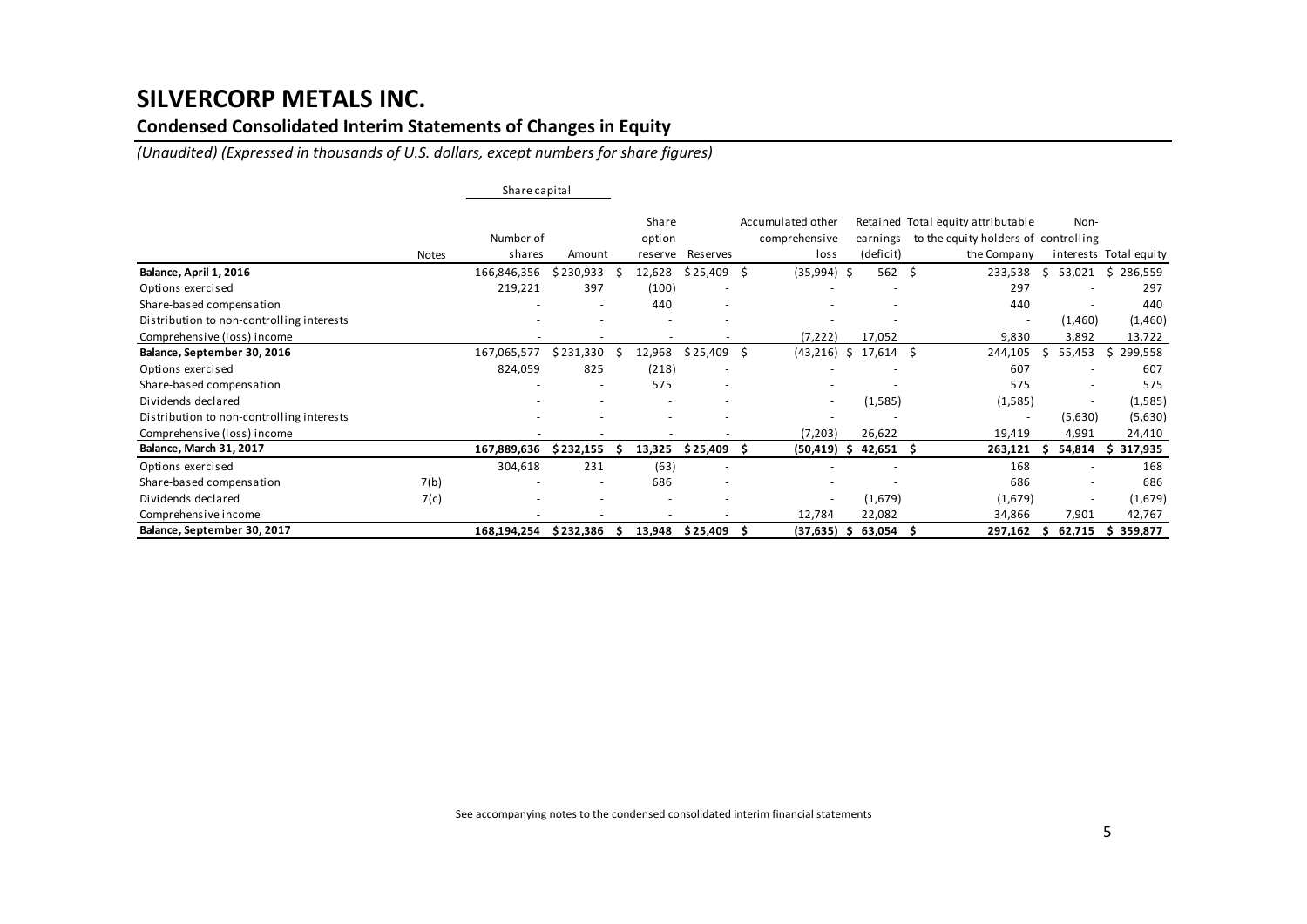# SILVERCORP METALS INC.

## Condensed Consolidated Interim Statements of Changes in Equity

*(Unaudited) (Expressed in thousands of U.S. dollars, except numbers for share figures)*

| | Notes | Share capital | | Share option reserve | Reserves | Accumulated other comprehensive loss | Retained earnings (deficit) | Total equity attributable to the equity holders of the Company | Non-controlling interests | Total equity |
|---|---|---|---|---|---|---|---|---|---|---|
| | | Number of shares | Amount | | | | | | | |
| **Balance, April 1, 2016** | | 166,846,356 | $ 230,933 | $ 12,628 | $ 25,409 | $ (35,994) | $ 562 | $ 233,538 | $ 53,021 | $ 286,559 |
| Options exercised | | 219,221 | 397 | (100) | - | - | - | 297 | - | 297 |
| Share-based compensation | | - | - | 440 | - | - | - | 440 | - | 440 |
| Distribution to non-controlling interests | | - | - | - | - | - | - | - | (1,460) | (1,460) |
| Comprehensive (loss) income | | - | - | - | - | (7,222) | 17,052 | 9,830 | 3,892 | 13,722 |
| **Balance, September 30, 2016** | | 167,065,577 | $ 231,330 | $ 12,968 | $ 25,409 | $ (43,216) | $ 17,614 | $ 244,105 | $ 55,453 | $ 299,558 |
| Options exercised | | 824,059 | 825 | (218) | - | - | - | 607 | - | 607 |
| Share-based compensation | | - | - | 575 | - | - | - | 575 | - | 575 |
| Dividends declared | | - | - | - | - | - | (1,585) | (1,585) | - | (1,585) |
| Distribution to non-controlling interests | | - | - | - | - | - | - | - | (5,630) | (5,630) |
| Comprehensive (loss) income | | - | - | - | - | (7,203) | 26,622 | 19,419 | 4,991 | 24,410 |
| **Balance, March 31, 2017** | | **167,889,636** | **$ 232,155** | **$ 13,325** | **$ 25,409** | **$ (50,419)** | **$ 42,651** | **$ 263,121** | **$ 54,814** | **$ 317,935** |
| Options exercised | | 304,618 | 231 | (63) | - | - | - | 168 | - | 168 |
| Share-based compensation | 7(b) | - | - | 686 | - | - | - | 686 | - | 686 |
| Dividends declared | 7(c) | - | - | - | - | - | (1,679) | (1,679) | - | (1,679) |
| Comprehensive income | | - | - | - | - | 12,784 | 22,082 | 34,866 | 7,901 | 42,767 |
| **Balance, September 30, 2017** | | **168,194,254** | **$ 232,386** | **$ 13,948** | **$ 25,409** | **$ (37,635)** | **$ 63,054** | **$ 297,162** | **$ 62,715** | **$ 359,877** |

See accompanying notes to the condensed consolidated interim financial statements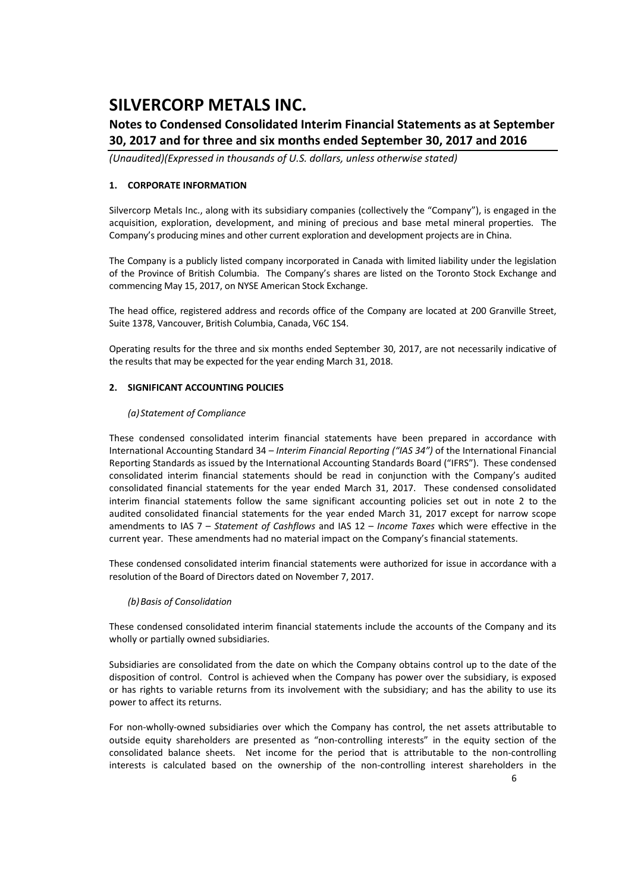# SILVERCORP METALS INC.

## Notes to Condensed Consolidated Interim Financial Statements as at September 30, 2017 and for three and six months ended September 30, 2017 and 2016

*(Unaudited)(Expressed in thousands of U.S. dollars, unless otherwise stated)*

### 1. CORPORATE INFORMATION

Silvercorp Metals Inc., along with its subsidiary companies (collectively the "Company"), is engaged in the acquisition, exploration, development, and mining of precious and base metal mineral properties. The Company's producing mines and other current exploration and development projects are in China.

The Company is a publicly listed company incorporated in Canada with limited liability under the legislation of the Province of British Columbia. The Company's shares are listed on the Toronto Stock Exchange and commencing May 15, 2017, on NYSE American Stock Exchange.

The head office, registered address and records office of the Company are located at 200 Granville Street, Suite 1378, Vancouver, British Columbia, Canada, V6C 1S4.

Operating results for the three and six months ended September 30, 2017, are not necessarily indicative of the results that may be expected for the year ending March 31, 2018.

### 2. SIGNIFICANT ACCOUNTING POLICIES

*(a) Statement of Compliance*

These condensed consolidated interim financial statements have been prepared in accordance with International Accounting Standard 34 – *Interim Financial Reporting ("IAS 34")* of the International Financial Reporting Standards as issued by the International Accounting Standards Board ("IFRS"). These condensed consolidated interim financial statements should be read in conjunction with the Company's audited consolidated financial statements for the year ended March 31, 2017. These condensed consolidated interim financial statements follow the same significant accounting policies set out in note 2 to the audited consolidated financial statements for the year ended March 31, 2017 except for narrow scope amendments to IAS 7 – *Statement of Cashflows* and IAS 12 – *Income Taxes* which were effective in the current year. These amendments had no material impact on the Company's financial statements.

These condensed consolidated interim financial statements were authorized for issue in accordance with a resolution of the Board of Directors dated on November 7, 2017.

*(b) Basis of Consolidation*

These condensed consolidated interim financial statements include the accounts of the Company and its wholly or partially owned subsidiaries.

Subsidiaries are consolidated from the date on which the Company obtains control up to the date of the disposition of control. Control is achieved when the Company has power over the subsidiary, is exposed or has rights to variable returns from its involvement with the subsidiary; and has the ability to use its power to affect its returns.

For non-wholly-owned subsidiaries over which the Company has control, the net assets attributable to outside equity shareholders are presented as "non-controlling interests" in the equity section of the consolidated balance sheets. Net income for the period that is attributable to the non-controlling interests is calculated based on the ownership of the non-controlling interest shareholders in the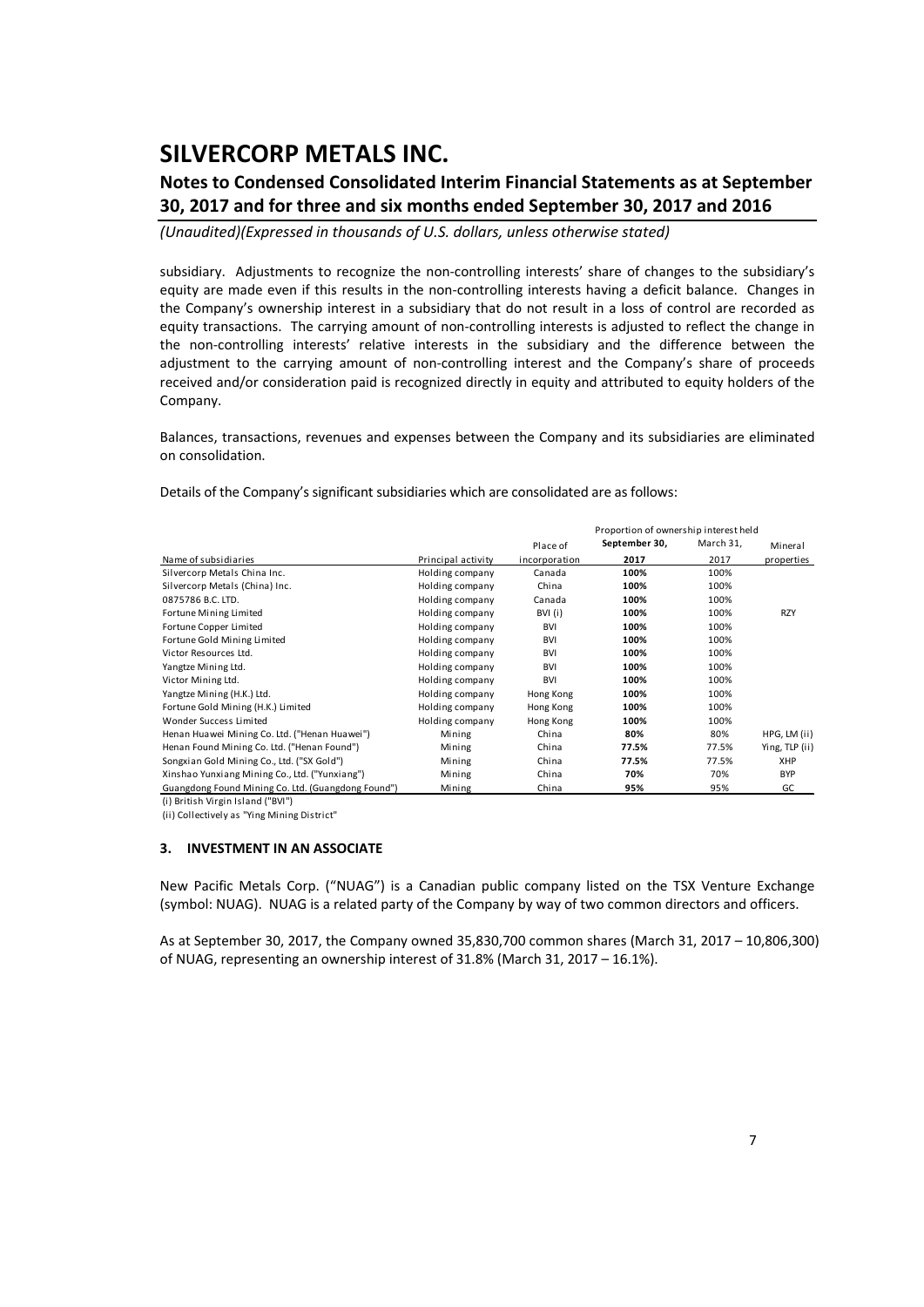subsidiary. Adjustments to recognize the non-controlling interests' share of changes to the subsidiary's equity are made even if this results in the non-controlling interests having a deficit balance. Changes in the Company's ownership interest in a subsidiary that do not result in a loss of control are recorded as equity transactions. The carrying amount of non-controlling interests is adjusted to reflect the change in the non-controlling interests' relative interests in the subsidiary and the difference between the adjustment to the carrying amount of non-controlling interest and the Company's share of proceeds received and/or consideration paid is recognized directly in equity and attributed to equity holders of the Company.

Balances, transactions, revenues and expenses between the Company and its subsidiaries are eliminated on consolidation.

Details of the Company's significant subsidiaries which are consolidated are as follows:

| | | | Proportion of ownership interest held | | |
|---|---|---|---|---|---|
| Name of subsidiaries | Principal activity | Place of incorporation | **September 30, 2017** | March 31, 2017 | Mineral properties |
| Silvercorp Metals China Inc. | Holding company | Canada | **100%** | 100% | |
| Silvercorp Metals (China) Inc. | Holding company | China | **100%** | 100% | |
| 0875786 B.C. LTD. | Holding company | Canada | **100%** | 100% | |
| Fortune Mining Limited | Holding company | BVI (i) | **100%** | 100% | RZY |
| Fortune Copper Limited | Holding company | BVI | **100%** | 100% | |
| Fortune Gold Mining Limited | Holding company | BVI | **100%** | 100% | |
| Victor Resources Ltd. | Holding company | BVI | **100%** | 100% | |
| Yangtze Mining Ltd. | Holding company | BVI | **100%** | 100% | |
| Victor Mining Ltd. | Holding company | BVI | **100%** | 100% | |
| Yangtze Mining (H.K.) Ltd. | Holding company | Hong Kong | **100%** | 100% | |
| Fortune Gold Mining (H.K.) Limited | Holding company | Hong Kong | **100%** | 100% | |
| Wonder Success Limited | Holding company | Hong Kong | **100%** | 100% | |
| Henan Huawei Mining Co. Ltd. ("Henan Huawei") | Mining | China | **80%** | 80% | HPG, LM (ii) |
| Henan Found Mining Co. Ltd. ("Henan Found") | Mining | China | **77.5%** | 77.5% | Ying, TLP (ii) |
| Songxian Gold Mining Co., Ltd. ("SX Gold") | Mining | China | **77.5%** | 77.5% | XHP |
| Xinshao Yunxiang Mining Co., Ltd. ("Yunxiang") | Mining | China | **70%** | 70% | BYP |
| Guangdong Found Mining Co. Ltd. (Guangdong Found") | Mining | China | **95%** | 95% | GC |

(i) British Virgin Island ("BVI")

(ii) Collectively as "Ying Mining District"

## 3. INVESTMENT IN AN ASSOCIATE

New Pacific Metals Corp. ("NUAG") is a Canadian public company listed on the TSX Venture Exchange (symbol: NUAG). NUAG is a related party of the Company by way of two common directors and officers.

As at September 30, 2017, the Company owned 35,830,700 common shares (March 31, 2017 – 10,806,300) of NUAG, representing an ownership interest of 31.8% (March 31, 2017 – 16.1%).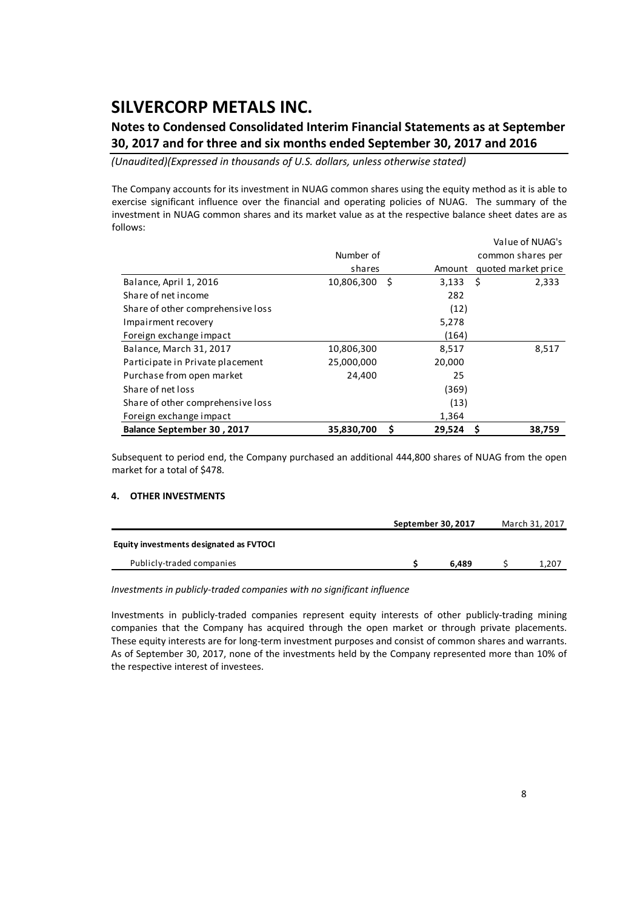The Company accounts for its investment in NUAG common shares using the equity method as it is able to exercise significant influence over the financial and operating policies of NUAG. The summary of the investment in NUAG common shares and its market value as at the respective balance sheet dates are as follows:

| | Number of shares | Amount | Value of NUAG's common shares per quoted market price |
|---|---|---|---|
| Balance, April 1, 2016 | 10,806,300 | $ 3,133 | $ 2,333 |
| Share of net income | | 282 | |
| Share of other comprehensive loss | | (12) | |
| Impairment recovery | | 5,278 | |
| Foreign exchange impact | | (164) | |
| Balance, March 31, 2017 | 10,806,300 | 8,517 | 8,517 |
| Participate in Private placement | 25,000,000 | 20,000 | |
| Purchase from open market | 24,400 | 25 | |
| Share of net loss | | (369) | |
| Share of other comprehensive loss | | (13) | |
| Foreign exchange impact | | 1,364 | |
| **Balance September 30 , 2017** | **35,830,700** | **$ 29,524** | **$ 38,759** |

Subsequent to period end, the Company purchased an additional 444,800 shares of NUAG from the open market for a total of $478.

#### 4. OTHER INVESTMENTS

| | **September 30, 2017** | March 31, 2017 |
|---|---|---|
| **Equity investments designated as FVTOCI** | | |
| Publicly-traded companies | **$ 6,489** | $ 1,207 |

*Investments in publicly-traded companies with no significant influence*

Investments in publicly-traded companies represent equity interests of other publicly-trading mining companies that the Company has acquired through the open market or through private placements. These equity interests are for long-term investment purposes and consist of common shares and warrants. As of September 30, 2017, none of the investments held by the Company represented more than 10% of the respective interest of investees.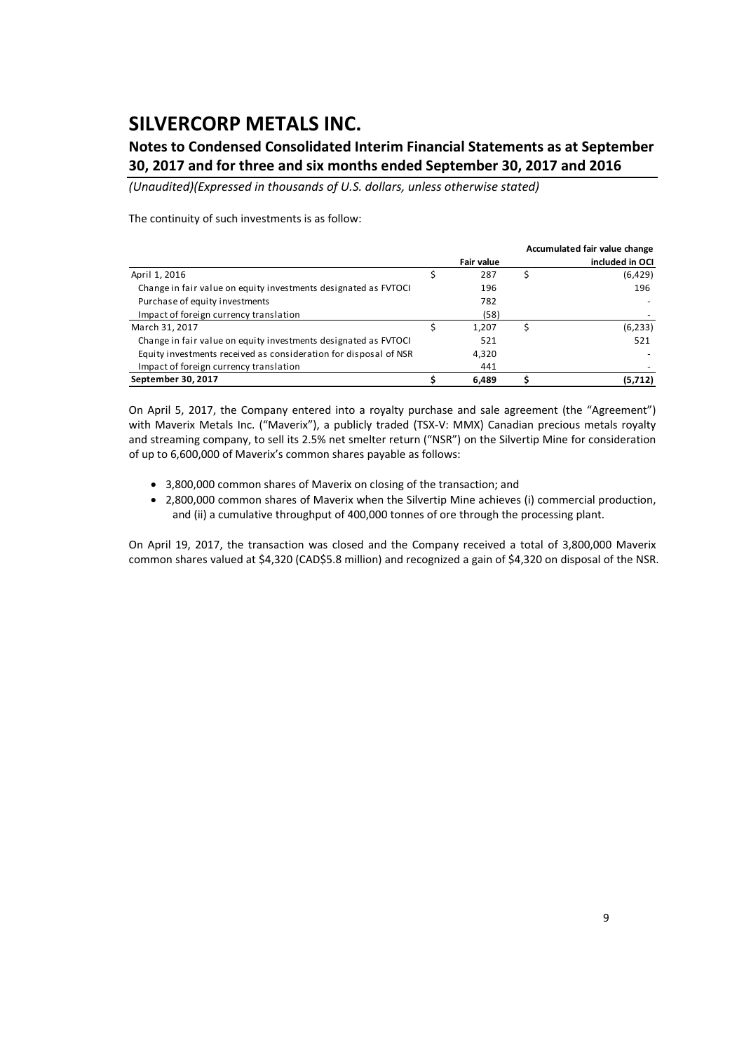The continuity of such investments is as follow:

| | Fair value | Accumulated fair value change included in OCI |
|---|---|---|
| April 1, 2016 | $ 287 | $ (6,429) |
| Change in fair value on equity investments designated as FVTOCI | 196 | 196 |
| Purchase of equity investments | 782 | - |
| Impact of foreign currency translation | (58) | - |
| March 31, 2017 | $ 1,207 | $ (6,233) |
| Change in fair value on equity investments designated as FVTOCI | 521 | 521 |
| Equity investments received as consideration for disposal of NSR | 4,320 | - |
| Impact of foreign currency translation | 441 | - |
| **September 30, 2017** | **$ 6,489** | **$ (5,712)** |

On April 5, 2017, the Company entered into a royalty purchase and sale agreement (the "Agreement") with Maverix Metals Inc. ("Maverix"), a publicly traded (TSX-V: MMX) Canadian precious metals royalty and streaming company, to sell its 2.5% net smelter return ("NSR") on the Silvertip Mine for consideration of up to 6,600,000 of Maverix's common shares payable as follows:

- 3,800,000 common shares of Maverix on closing of the transaction; and
- 2,800,000 common shares of Maverix when the Silvertip Mine achieves (i) commercial production, and (ii) a cumulative throughput of 400,000 tonnes of ore through the processing plant.

On April 19, 2017, the transaction was closed and the Company received a total of 3,800,000 Maverix common shares valued at $4,320 (CAD$5.8 million) and recognized a gain of $4,320 on disposal of the NSR.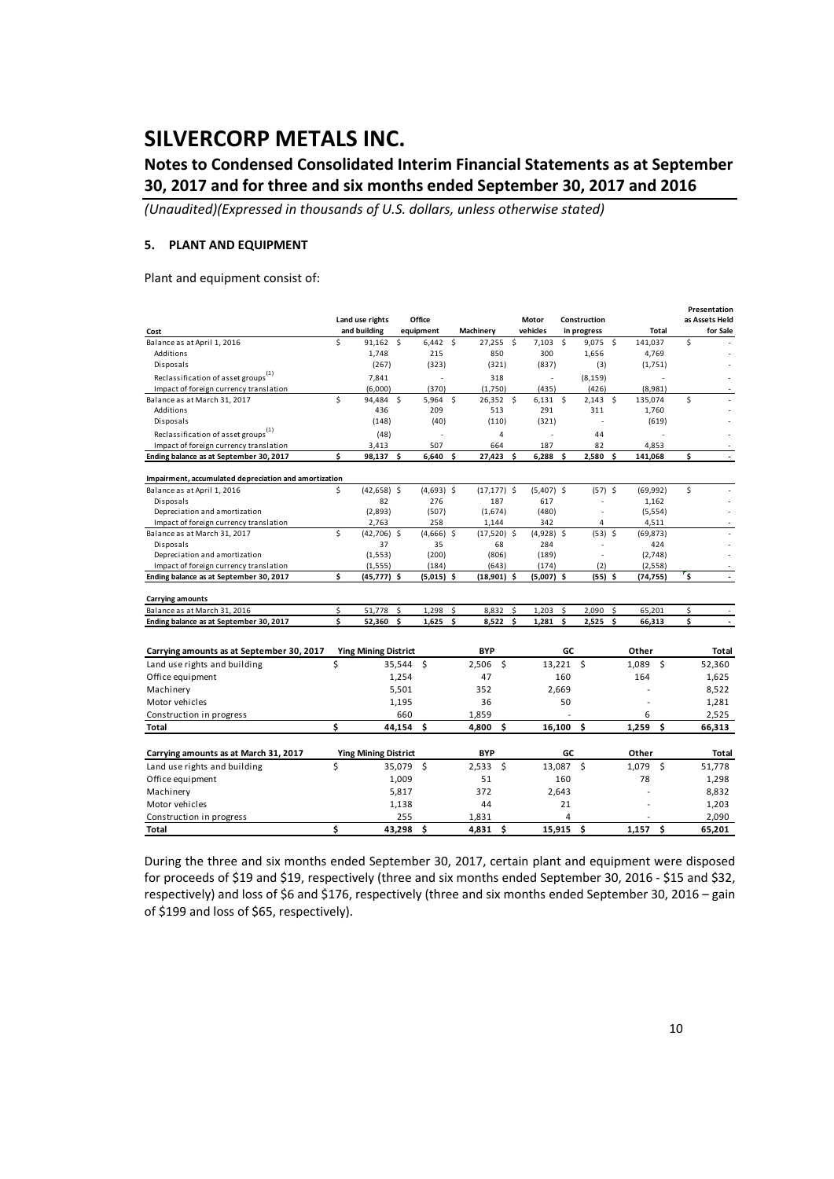# SILVERCORP METALS INC.

## Notes to Condensed Consolidated Interim Financial Statements as at September 30, 2017 and for three and six months ended September 30, 2017 and 2016

*(Unaudited)(Expressed in thousands of U.S. dollars, unless otherwise stated)*

### 5. PLANT AND EQUIPMENT

Plant and equipment consist of:

| Cost | Land use rights and building | Office equipment | Machinery | Motor vehicles | Construction in progress | Total | Presentation as Assets Held for Sale |
|---|---|---|---|---|---|---|---|
| Balance as at April 1, 2016 | $ 91,162 | $ 6,442 | $ 27,255 | $ 7,103 | $ 9,075 | $ 141,037 | $ - |
| Additions | 1,748 | 215 | 850 | 300 | 1,656 | 4,769 | - |
| Disposals | (267) | (323) | (321) | (837) | (3) | (1,751) | - |
| Reclassification of asset groups[(1)] | 7,841 | - | 318 | - | (8,159) | - | - |
| Impact of foreign currency translation | (6,000) | (370) | (1,750) | (435) | (426) | (8,981) | - |
| Balance as at March 31, 2017 | $ 94,484 | $ 5,964 | $ 26,352 | $ 6,131 | $ 2,143 | $ 135,074 | $ - |
| Additions | 436 | 209 | 513 | 291 | 311 | 1,760 | - |
| Disposals | (148) | (40) | (110) | (321) | - | (619) | - |
| Reclassification of asset groups[(1)] | (48) | - | 4 | - | 44 | - | - |
| Impact of foreign currency translation | 3,413 | 507 | 664 | 187 | 82 | 4,853 | - |
| **Ending balance as at September 30, 2017** | **$ 98,137** | **$ 6,640** | **$ 27,423** | **$ 6,288** | **$ 2,580** | **$ 141,068** | **$ -** |
| | | | | | | | |
| **Impairment, accumulated depreciation and amortization** | | | | | | | |
| Balance as at April 1, 2016 | $ (42,658) | $ (4,693) | $ (17,177) | $ (5,407) | $ (57) | $ (69,992) | $ - |
| Disposals | 82 | 276 | 187 | 617 | - | 1,162 | - |
| Depreciation and amortization | (2,893) | (507) | (1,674) | (480) | - | (5,554) | - |
| Impact of foreign currency translation | 2,763 | 258 | 1,144 | 342 | 4 | 4,511 | - |
| Balance as at March 31, 2017 | $ (42,706) | $ (4,666) | $ (17,520) | $ (4,928) | $ (53) | $ (69,873) | $ - |
| Disposals | 37 | 35 | 68 | 284 | - | 424 | - |
| Depreciation and amortization | (1,553) | (200) | (806) | (189) | - | (2,748) | - |
| Impact of foreign currency translation | (1,555) | (184) | (643) | (174) | (2) | (2,558) | - |
| **Ending balance as at September 30, 2017** | **$ (45,777)** | **$ (5,015)** | **$ (18,901)** | **$ (5,007)** | **$ (55)** | **$ (74,755)** | **$ -** |
| | | | | | | | |
| **Carrying amounts** | | | | | | | |
| Balance as at March 31, 2016 | $ 51,778 | $ 1,298 | $ 8,832 | $ 1,203 | $ 2,090 | $ 65,201 | $ - |
| **Ending balance as at September 30, 2017** | **$ 52,360** | **$ 1,625** | **$ 8,522** | **$ 1,281** | **$ 2,525** | **$ 66,313** | **$ -** |

| Carrying amounts as at September 30, 2017 | Ying Mining District | BYP | GC | Other | Total |
|---|---|---|---|---|---|
| Land use rights and building | $ 35,544 | $ 2,506 | $ 13,221 | $ 1,089 | $ 52,360 |
| Office equipment | 1,254 | 47 | 160 | 164 | 1,625 |
| Machinery | 5,501 | 352 | 2,669 | - | 8,522 |
| Motor vehicles | 1,195 | 36 | 50 | - | 1,281 |
| Construction in progress | 660 | 1,859 | - | 6 | 2,525 |
| **Total** | **$ 44,154** | **$ 4,800** | **$ 16,100** | **$ 1,259** | **$ 66,313** |

| Carrying amounts as at March 31, 2017 | Ying Mining District | BYP | GC | Other | Total |
|---|---|---|---|---|---|
| Land use rights and building | $ 35,079 | $ 2,533 | $ 13,087 | $ 1,079 | $ 51,778 |
| Office equipment | 1,009 | 51 | 160 | 78 | 1,298 |
| Machinery | 5,817 | 372 | 2,643 | - | 8,832 |
| Motor vehicles | 1,138 | 44 | 21 | - | 1,203 |
| Construction in progress | 255 | 1,831 | 4 | - | 2,090 |
| **Total** | **$ 43,298** | **$ 4,831** | **$ 15,915** | **$ 1,157** | **$ 65,201** |

During the three and six months ended September 30, 2017, certain plant and equipment were disposed for proceeds of $19 and $19, respectively (three and six months ended September 30, 2016 - $15 and $32, respectively) and loss of $6 and $176, respectively (three and six months ended September 30, 2016 – gain of $199 and loss of $65, respectively).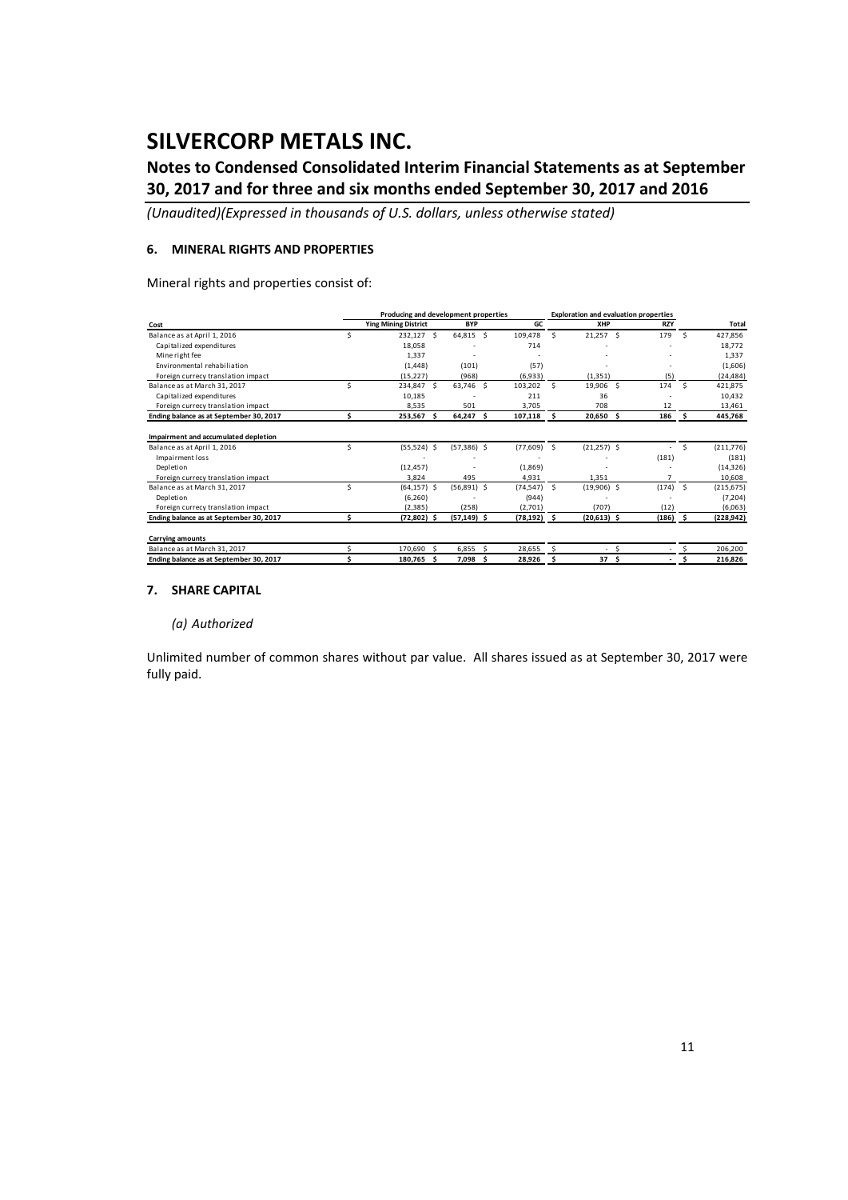# SILVERCORP METALS INC.

## Notes to Condensed Consolidated Interim Financial Statements as at September 30, 2017 and for three and six months ended September 30, 2017 and 2016

*(Unaudited)(Expressed in thousands of U.S. dollars, unless otherwise stated)*

### 6. MINERAL RIGHTS AND PROPERTIES

Mineral rights and properties consist of:

| | Producing and development properties | | | Exploration and evaluation properties | | |
|---|---|---|---|---|---|---|
| **Cost** | **Ying Mining District** | **BYP** | **GC** | **XHP** | **RZY** | **Total** |
| Balance as at April 1, 2016 | $ 232,127 | $ 64,815 | $ 109,478 | $ 21,257 | $ 179 | $ 427,856 |
| Capitalized expenditures | 18,058 | - | 714 | - | - | 18,772 |
| Mine right fee | 1,337 | - | - | - | - | 1,337 |
| Environmental rehabiliation | (1,448) | (101) | (57) | - | - | (1,606) |
| Foreign currecy translation impact | (15,227) | (968) | (6,933) | (1,351) | (5) | (24,484) |
| Balance as at March 31, 2017 | $ 234,847 | $ 63,746 | $ 103,202 | $ 19,906 | $ 174 | $ 421,875 |
| Capitalized expenditures | 10,185 | - | 211 | 36 | - | 10,432 |
| Foreign currecy translation impact | 8,535 | 501 | 3,705 | 708 | 12 | 13,461 |
| **Ending balance as at September 30, 2017** | **$ 253,567** | **$ 64,247** | **$ 107,118** | **$ 20,650** | **$ 186** | **$ 445,768** |
| | | | | | | |
| **Impairment and accumulated depletion** | | | | | | |
| Balance as at April 1, 2016 | $ (55,524) | $ (57,386) | $ (77,609) | $ (21,257) | $ - | $ (211,776) |
| Impairment loss | - | - | - | - | (181) | (181) |
| Depletion | (12,457) | - | (1,869) | - | - | (14,326) |
| Foreign currecy translation impact | 3,824 | 495 | 4,931 | 1,351 | 7 | 10,608 |
| Balance as at March 31, 2017 | $ (64,157) | $ (56,891) | $ (74,547) | $ (19,906) | $ (174) | $ (215,675) |
| Depletion | (6,260) | - | (944) | - | - | (7,204) |
| Foreign currecy translation impact | (2,385) | (258) | (2,701) | (707) | (12) | (6,063) |
| **Ending balance as at September 30, 2017** | **$ (72,802)** | **$ (57,149)** | **$ (78,192)** | **$ (20,613)** | **$ (186)** | **$ (228,942)** |
| | | | | | | |
| **Carrying amounts** | | | | | | |
| Balance as at March 31, 2017 | $ 170,690 | $ 6,855 | $ 28,655 | $ - | $ - | $ 206,200 |
| **Ending balance as at September 30, 2017** | **$ 180,765** | **$ 7,098** | **$ 28,926** | **$ 37** | **$ -** | **$ 216,826** |

### 7. SHARE CAPITAL

*(a) Authorized*

Unlimited number of common shares without par value. All shares issued as at September 30, 2017 were fully paid.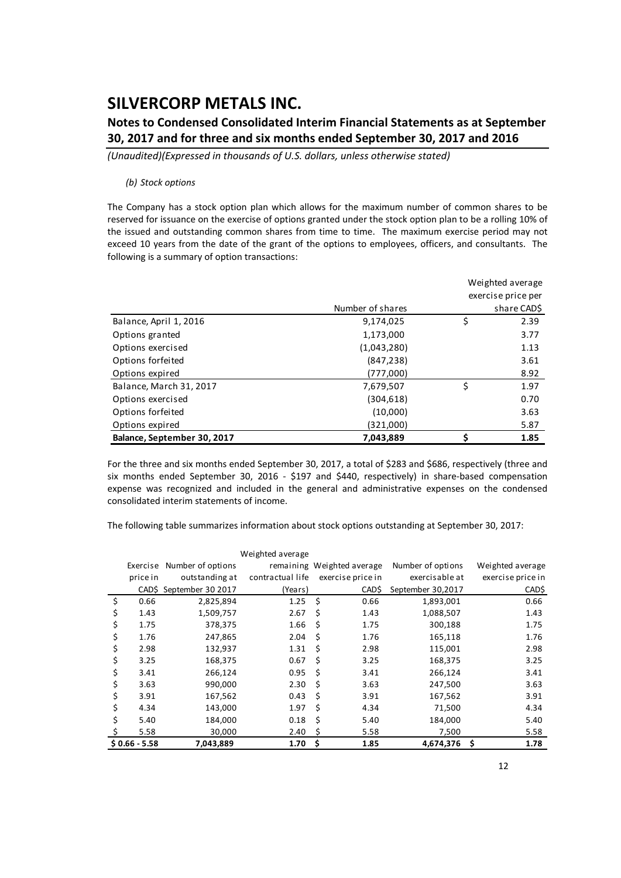# SILVERCORP METALS INC.

## Notes to Condensed Consolidated Interim Financial Statements as at September 30, 2017 and for three and six months ended September 30, 2017 and 2016

*(Unaudited)(Expressed in thousands of U.S. dollars, unless otherwise stated)*

*(b) Stock options*

The Company has a stock option plan which allows for the maximum number of common shares to be reserved for issuance on the exercise of options granted under the stock option plan to be a rolling 10% of the issued and outstanding common shares from time to time. The maximum exercise period may not exceed 10 years from the date of the grant of the options to employees, officers, and consultants. The following is a summary of option transactions:

| | Number of shares | Weighted average exercise price per share CAD$ |
|---|---|---|
| Balance, April 1, 2016 | 9,174,025 | $ 2.39 |
| Options granted | 1,173,000 | 3.77 |
| Options exercised | (1,043,280) | 1.13 |
| Options forfeited | (847,238) | 3.61 |
| Options expired | (777,000) | 8.92 |
| Balance, March 31, 2017 | 7,679,507 | $ 1.97 |
| Options exercised | (304,618) | 0.70 |
| Options forfeited | (10,000) | 3.63 |
| Options expired | (321,000) | 5.87 |
| **Balance, September 30, 2017** | **7,043,889** | **$ 1.85** |

For the three and six months ended September 30, 2017, a total of $283 and $686, respectively (three and six months ended September 30, 2016 - $197 and $440, respectively) in share-based compensation expense was recognized and included in the general and administrative expenses on the condensed consolidated interim statements of income.

The following table summarizes information about stock options outstanding at September 30, 2017:

| Exercise price in CAD$ | Number of options outstanding at September 30 2017 | Weighted average remaining contractual life (Years) | Weighted average exercise price in CAD$ | Number of options exercisable at September 30,2017 | Weighted average exercise price in CAD$ |
|---|---|---|---|---|---|
| $ 0.66 | 2,825,894 | 1.25 | $ 0.66 | 1,893,001 | 0.66 |
| $ 1.43 | 1,509,757 | 2.67 | $ 1.43 | 1,088,507 | 1.43 |
| $ 1.75 | 378,375 | 1.66 | $ 1.75 | 300,188 | 1.75 |
| $ 1.76 | 247,865 | 2.04 | $ 1.76 | 165,118 | 1.76 |
| $ 2.98 | 132,937 | 1.31 | $ 2.98 | 115,001 | 2.98 |
| $ 3.25 | 168,375 | 0.67 | $ 3.25 | 168,375 | 3.25 |
| $ 3.41 | 266,124 | 0.95 | $ 3.41 | 266,124 | 3.41 |
| $ 3.63 | 990,000 | 2.30 | $ 3.63 | 247,500 | 3.63 |
| $ 3.91 | 167,562 | 0.43 | $ 3.91 | 167,562 | 3.91 |
| $ 4.34 | 143,000 | 1.97 | $ 4.34 | 71,500 | 4.34 |
| $ 5.40 | 184,000 | 0.18 | $ 5.40 | 184,000 | 5.40 |
| $ 5.58 | 30,000 | 2.40 | $ 5.58 | 7,500 | 5.58 |
| **$ 0.66 - 5.58** | **7,043,889** | **1.70** | **$ 1.85** | **4,674,376** | **$ 1.78** |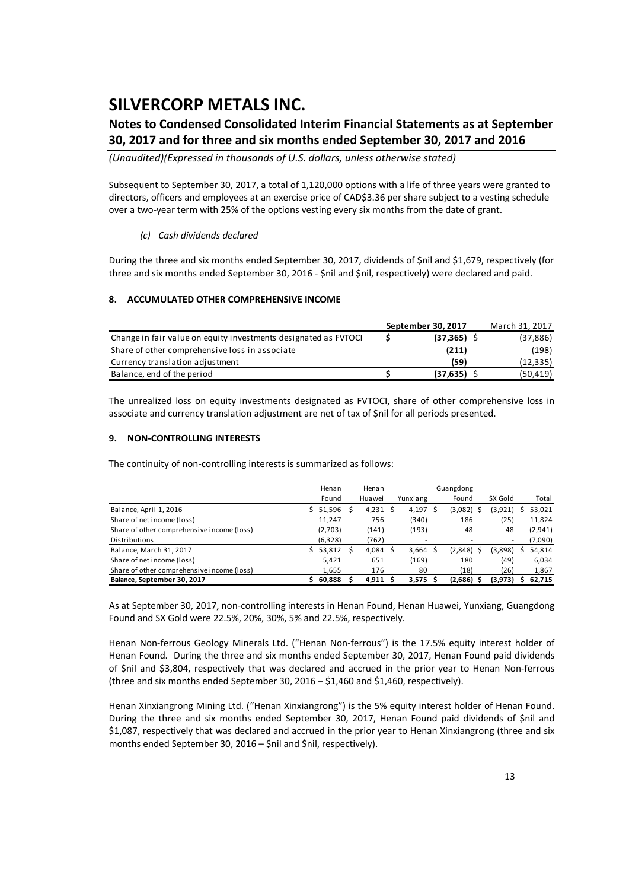Subsequent to September 30, 2017, a total of 1,120,000 options with a life of three years were granted to directors, officers and employees at an exercise price of CAD$3.36 per share subject to a vesting schedule over a two-year term with 25% of the options vesting every six months from the date of grant.

*(c) Cash dividends declared*

During the three and six months ended September 30, 2017, dividends of $nil and $1,679, respectively (for three and six months ended September 30, 2016 - $nil and $nil, respectively) were declared and paid.

## 8. ACCUMULATED OTHER COMPREHENSIVE INCOME

| | September 30, 2017 | March 31, 2017 |
|---|---|---|
| Change in fair value on equity investments designated as FVTOCI | **$ (37,365)** | $ (37,886) |
| Share of other comprehensive loss in associate | **(211)** | (198) |
| Currency translation adjustment | **(59)** | (12,335) |
| Balance, end of the period | **$ (37,635)** | $ (50,419) |

The unrealized loss on equity investments designated as FVTOCI, share of other comprehensive loss in associate and currency translation adjustment are net of tax of $nil for all periods presented.

## 9. NON-CONTROLLING INTERESTS

The continuity of non-controlling interests is summarized as follows:

| | Henan Found | Henan Huawei | Yunxiang | Guangdong Found | SX Gold | Total |
|---|---|---|---|---|---|---|
| Balance, April 1, 2016 | $ 51,596 | $ 4,231 | $ 4,197 | $ (3,082) | $ (3,921) | $ 53,021 |
| Share of net income (loss) | 11,247 | 756 | (340) | 186 | (25) | 11,824 |
| Share of other comprehensive income (loss) | (2,703) | (141) | (193) | 48 | 48 | (2,941) |
| Distributions | (6,328) | (762) | - | - | - | (7,090) |
| Balance, March 31, 2017 | $ 53,812 | $ 4,084 | $ 3,664 | $ (2,848) | $ (3,898) | $ 54,814 |
| Share of net income (loss) | 5,421 | 651 | (169) | 180 | (49) | 6,034 |
| Share of other comprehensive income (loss) | 1,655 | 176 | 80 | (18) | (26) | 1,867 |
| **Balance, September 30, 2017** | **$ 60,888** | **$ 4,911** | **$ 3,575** | **$ (2,686)** | **$ (3,973)** | **$ 62,715** |

As at September 30, 2017, non-controlling interests in Henan Found, Henan Huawei, Yunxiang, Guangdong Found and SX Gold were 22.5%, 20%, 30%, 5% and 22.5%, respectively.

Henan Non-ferrous Geology Minerals Ltd. ("Henan Non-ferrous") is the 17.5% equity interest holder of Henan Found. During the three and six months ended September 30, 2017, Henan Found paid dividends of $nil and $3,804, respectively that was declared and accrued in the prior year to Henan Non-ferrous (three and six months ended September 30, 2016 – $1,460 and $1,460, respectively).

Henan Xinxiangrong Mining Ltd. ("Henan Xinxiangrong") is the 5% equity interest holder of Henan Found. During the three and six months ended September 30, 2017, Henan Found paid dividends of $nil and $1,087, respectively that was declared and accrued in the prior year to Henan Xinxiangrong (three and six months ended September 30, 2016 – $nil and $nil, respectively).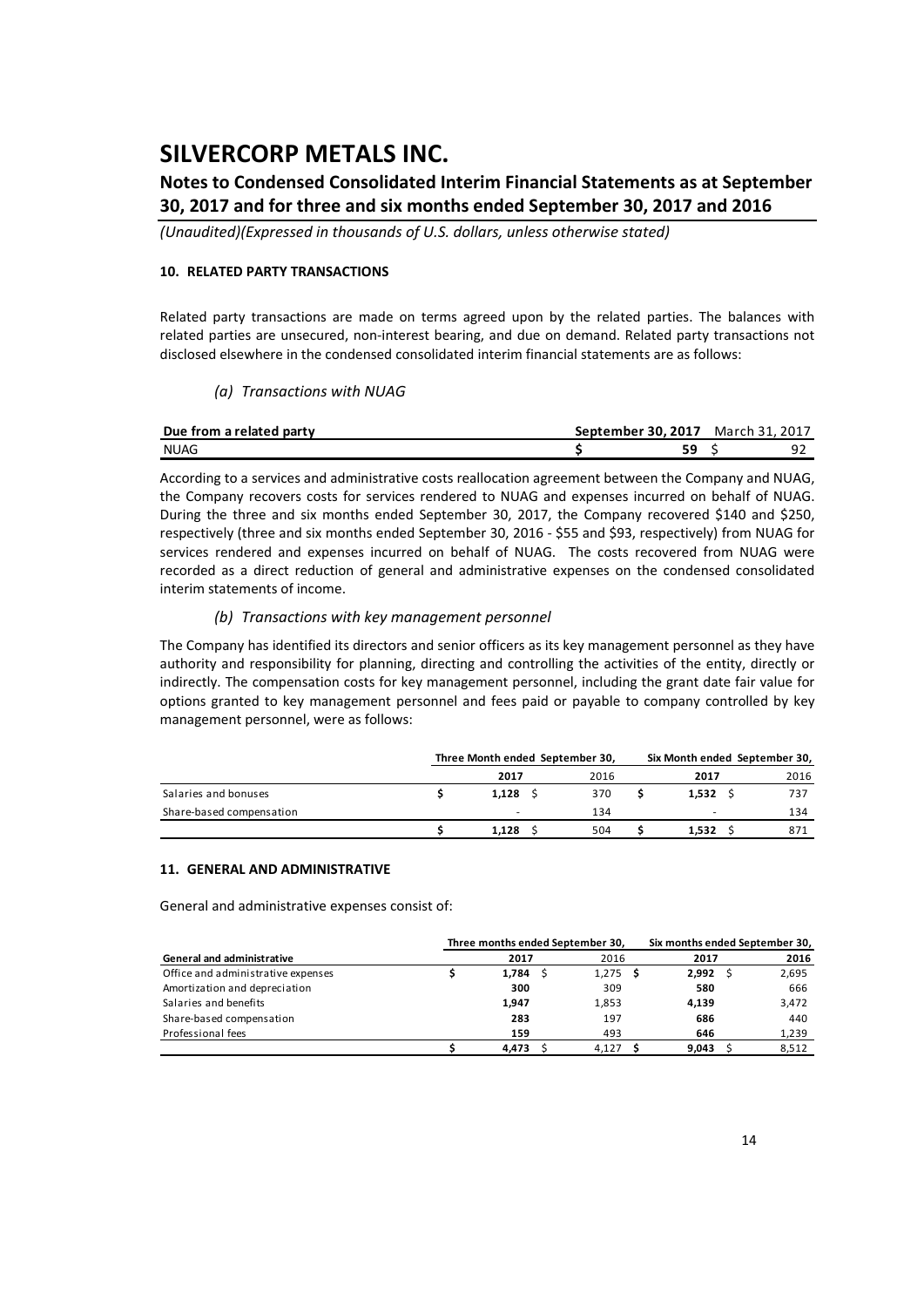# SILVERCORP METALS INC.

## Notes to Condensed Consolidated Interim Financial Statements as at September 30, 2017 and for three and six months ended September 30, 2017 and 2016

*(Unaudited)(Expressed in thousands of U.S. dollars, unless otherwise stated)*

### 10. RELATED PARTY TRANSACTIONS

Related party transactions are made on terms agreed upon by the related parties. The balances with related parties are unsecured, non-interest bearing, and due on demand. Related party transactions not disclosed elsewhere in the condensed consolidated interim financial statements are as follows:

*(a) Transactions with NUAG*

| Due from a related party | September 30, 2017 | March 31, 2017 |
|---|---|---|
| NUAG | $ 59 | $ 92 |

According to a services and administrative costs reallocation agreement between the Company and NUAG, the Company recovers costs for services rendered to NUAG and expenses incurred on behalf of NUAG. During the three and six months ended September 30, 2017, the Company recovered $140 and $250, respectively (three and six months ended September 30, 2016 - $55 and $93, respectively) from NUAG for services rendered and expenses incurred on behalf of NUAG. The costs recovered from NUAG were recorded as a direct reduction of general and administrative expenses on the condensed consolidated interim statements of income.

*(b) Transactions with key management personnel*

The Company has identified its directors and senior officers as its key management personnel as they have authority and responsibility for planning, directing and controlling the activities of the entity, directly or indirectly. The compensation costs for key management personnel, including the grant date fair value for options granted to key management personnel and fees paid or payable to company controlled by key management personnel, were as follows:

| | Three Month ended September 30, | | Six Month ended September 30, | |
|---|---|---|---|---|
| | 2017 | 2016 | 2017 | 2016 |
| Salaries and bonuses | $ 1,128 | $ 370 | $ 1,532 | $ 737 |
| Share-based compensation | - | 134 | - | 134 |
| | $ 1,128 | $ 504 | $ 1,532 | $ 871 |

### 11. GENERAL AND ADMINISTRATIVE

General and administrative expenses consist of:

| | Three months ended September 30, | | Six months ended September 30, | |
|---|---|---|---|---|
| **General and administrative** | 2017 | 2016 | 2017 | 2016 |
| Office and administrative expenses | $ 1,784 | $ 1,275 | $ 2,992 | $ 2,695 |
| Amortization and depreciation | 300 | 309 | 580 | 666 |
| Salaries and benefits | 1,947 | 1,853 | 4,139 | 3,472 |
| Share-based compensation | 283 | 197 | 686 | 440 |
| Professional fees | 159 | 493 | 646 | 1,239 |
| | $ 4,473 | $ 4,127 | $ 9,043 | $ 8,512 |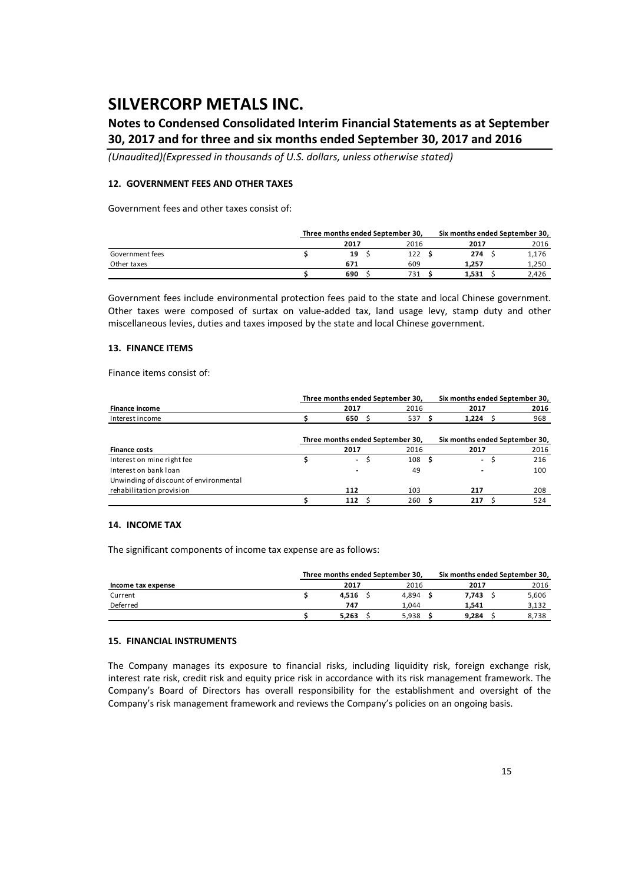# SILVERCORP METALS INC.

## Notes to Condensed Consolidated Interim Financial Statements as at September 30, 2017 and for three and six months ended September 30, 2017 and 2016

*(Unaudited)(Expressed in thousands of U.S. dollars, unless otherwise stated)*

### 12. GOVERNMENT FEES AND OTHER TAXES

Government fees and other taxes consist of:

| | Three months ended September 30, | | Six months ended September 30, | |
|---|---|---|---|---|
| | **2017** | 2016 | **2017** | 2016 |
| Government fees | $ **19** | $ 122 | $ **274** | $ 1,176 |
| Other taxes | **671** | 609 | **1,257** | 1,250 |
| | $ **690** | $ 731 | $ **1,531** | $ 2,426 |

Government fees include environmental protection fees paid to the state and local Chinese government. Other taxes were composed of surtax on value-added tax, land usage levy, stamp duty and other miscellaneous levies, duties and taxes imposed by the state and local Chinese government.

### 13. FINANCE ITEMS

Finance items consist of:

| | Three months ended September 30, | | Six months ended September 30, | |
|---|---|---|---|---|
| **Finance income** | **2017** | 2016 | **2017** | **2016** |
| Interest income | $ **650** | $ 537 | $ **1,224** | $ 968 |

| | Three months ended September 30, | | Six months ended September 30, | |
|---|---|---|---|---|
| **Finance costs** | **2017** | 2016 | **2017** | 2016 |
| Interest on mine right fee | $ **-** | $ 108 | $ **-** | $ 216 |
| Interest on bank loan | **-** | 49 | **-** | 100 |
| Unwinding of discount of environmental rehabilitation provision | **112** | 103 | **217** | 208 |
| | $ **112** | $ 260 | $ **217** | $ 524 |

### 14. INCOME TAX

The significant components of income tax expense are as follows:

| | Three months ended September 30, | | Six months ended September 30, | |
|---|---|---|---|---|
| **Income tax expense** | **2017** | 2016 | **2017** | 2016 |
| Current | $ **4,516** | $ 4,894 | $ **7,743** | $ 5,606 |
| Deferred | **747** | 1,044 | **1,541** | 3,132 |
| | $ **5,263** | $ 5,938 | $ **9,284** | $ 8,738 |

### 15. FINANCIAL INSTRUMENTS

The Company manages its exposure to financial risks, including liquidity risk, foreign exchange risk, interest rate risk, credit risk and equity price risk in accordance with its risk management framework. The Company's Board of Directors has overall responsibility for the establishment and oversight of the Company's risk management framework and reviews the Company's policies on an ongoing basis.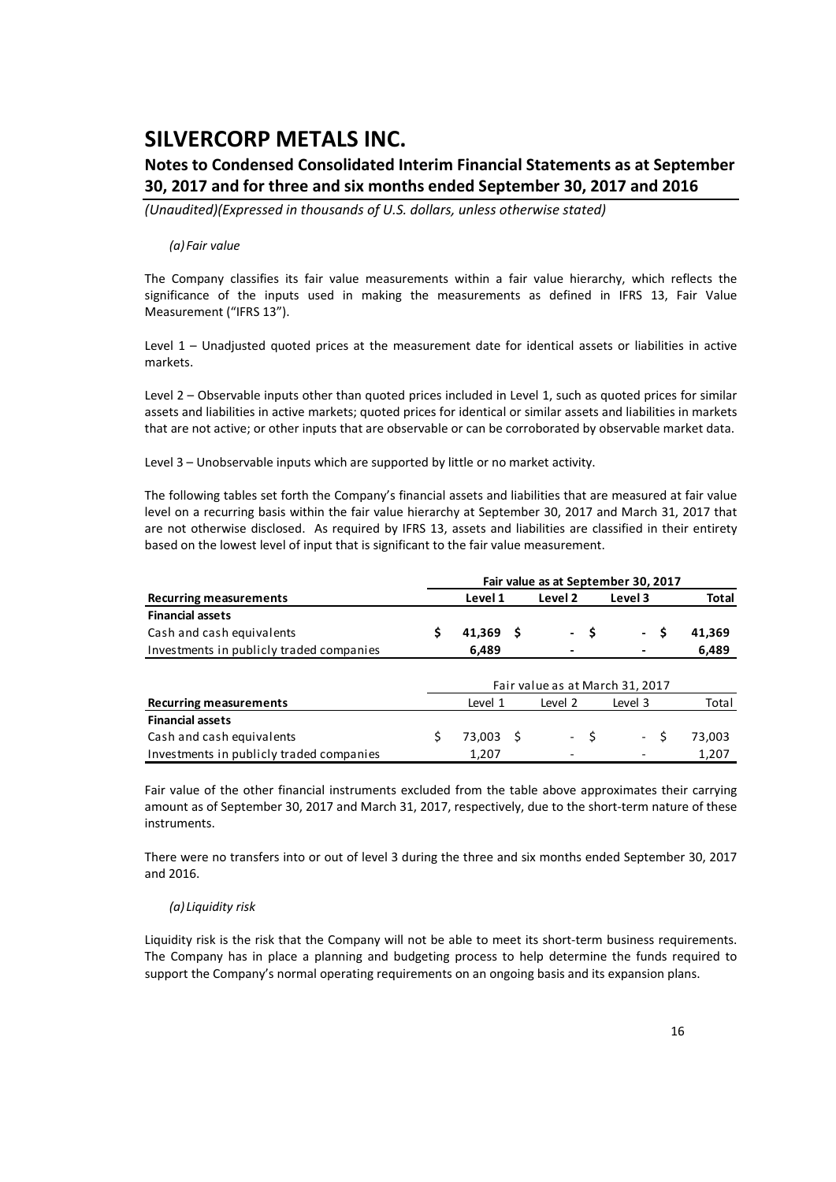*(a) Fair value*

The Company classifies its fair value measurements within a fair value hierarchy, which reflects the significance of the inputs used in making the measurements as defined in IFRS 13, Fair Value Measurement ("IFRS 13").

Level 1 – Unadjusted quoted prices at the measurement date for identical assets or liabilities in active markets.

Level 2 – Observable inputs other than quoted prices included in Level 1, such as quoted prices for similar assets and liabilities in active markets; quoted prices for identical or similar assets and liabilities in markets that are not active; or other inputs that are observable or can be corroborated by observable market data.

Level 3 – Unobservable inputs which are supported by little or no market activity.

The following tables set forth the Company's financial assets and liabilities that are measured at fair value level on a recurring basis within the fair value hierarchy at September 30, 2017 and March 31, 2017 that are not otherwise disclosed. As required by IFRS 13, assets and liabilities are classified in their entirety based on the lowest level of input that is significant to the fair value measurement.

| | **Fair value as at September 30, 2017** | | | |
|---|---|---|---|---|
| **Recurring measurements** | **Level 1** | **Level 2** | **Level 3** | **Total** |
| **Financial assets** | | | | |
| Cash and cash equivalents | $ 41,369 | $ - | $ - | $ 41,369 |
| Investments in publicly traded companies | 6,489 | - | - | 6,489 |

| | Fair value as at March 31, 2017 | | | |
|---|---|---|---|---|
| **Recurring measurements** | Level 1 | Level 2 | Level 3 | Total |
| **Financial assets** | | | | |
| Cash and cash equivalents | $ 73,003 | $ - | $ - | $ 73,003 |
| Investments in publicly traded companies | 1,207 | - | - | 1,207 |

Fair value of the other financial instruments excluded from the table above approximates their carrying amount as of September 30, 2017 and March 31, 2017, respectively, due to the short-term nature of these instruments.

There were no transfers into or out of level 3 during the three and six months ended September 30, 2017 and 2016.

*(a) Liquidity risk*

Liquidity risk is the risk that the Company will not be able to meet its short-term business requirements. The Company has in place a planning and budgeting process to help determine the funds required to support the Company's normal operating requirements on an ongoing basis and its expansion plans.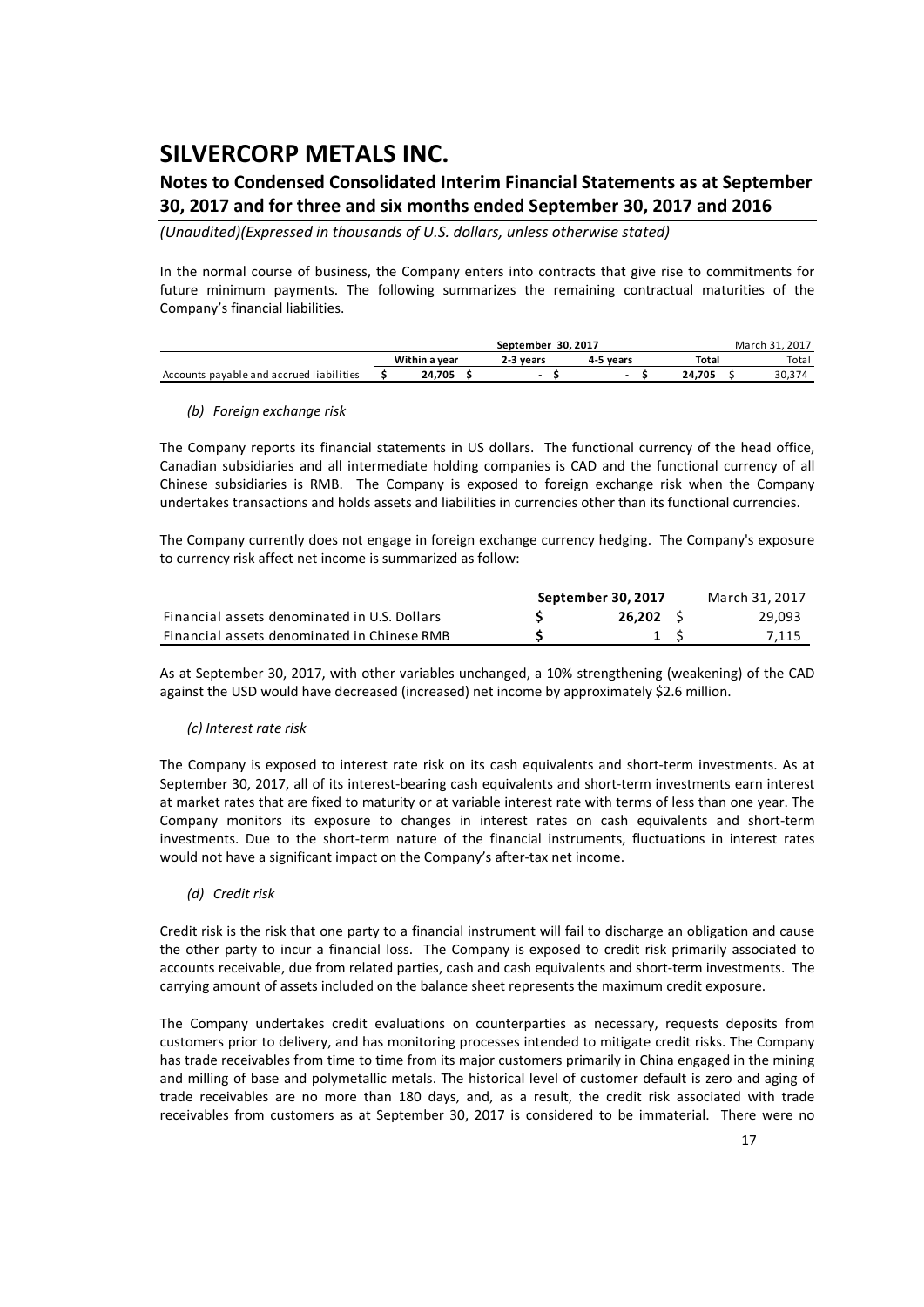In the normal course of business, the Company enters into contracts that give rise to commitments for future minimum payments. The following summarizes the remaining contractual maturities of the Company's financial liabilities.

| | September 30, 2017 | | | | March 31, 2017 |
|---|---|---|---|---|---|
| | Within a year | 2-3 years | 4-5 years | Total | Total |
| Accounts payable and accrued liabilities | $ 24,705 | $ - | $ - | $ 24,705 | $ 30,374 |

*(b) Foreign exchange risk*

The Company reports its financial statements in US dollars. The functional currency of the head office, Canadian subsidiaries and all intermediate holding companies is CAD and the functional currency of all Chinese subsidiaries is RMB. The Company is exposed to foreign exchange risk when the Company undertakes transactions and holds assets and liabilities in currencies other than its functional currencies.

The Company currently does not engage in foreign exchange currency hedging. The Company's exposure to currency risk affect net income is summarized as follow:

| | September 30, 2017 | March 31, 2017 |
|---|---|---|
| Financial assets denominated in U.S. Dollars | $ 26,202 | $ 29,093 |
| Financial assets denominated in Chinese RMB | $ 1 | $ 7,115 |

As at September 30, 2017, with other variables unchanged, a 10% strengthening (weakening) of the CAD against the USD would have decreased (increased) net income by approximately $2.6 million.

*(c) Interest rate risk*

The Company is exposed to interest rate risk on its cash equivalents and short-term investments. As at September 30, 2017, all of its interest-bearing cash equivalents and short-term investments earn interest at market rates that are fixed to maturity or at variable interest rate with terms of less than one year. The Company monitors its exposure to changes in interest rates on cash equivalents and short-term investments. Due to the short-term nature of the financial instruments, fluctuations in interest rates would not have a significant impact on the Company's after-tax net income.

*(d) Credit risk*

Credit risk is the risk that one party to a financial instrument will fail to discharge an obligation and cause the other party to incur a financial loss. The Company is exposed to credit risk primarily associated to accounts receivable, due from related parties, cash and cash equivalents and short-term investments. The carrying amount of assets included on the balance sheet represents the maximum credit exposure.

The Company undertakes credit evaluations on counterparties as necessary, requests deposits from customers prior to delivery, and has monitoring processes intended to mitigate credit risks. The Company has trade receivables from time to time from its major customers primarily in China engaged in the mining and milling of base and polymetallic metals. The historical level of customer default is zero and aging of trade receivables are no more than 180 days, and, as a result, the credit risk associated with trade receivables from customers as at September 30, 2017 is considered to be immaterial. There were no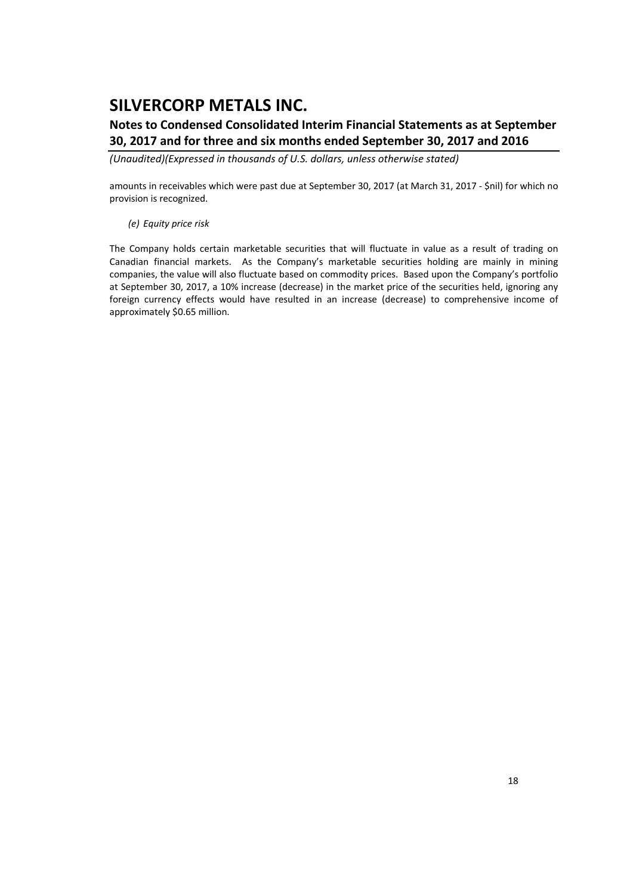amounts in receivables which were past due at September 30, 2017 (at March 31, 2017 - $nil) for which no provision is recognized.

*(e) Equity price risk*

The Company holds certain marketable securities that will fluctuate in value as a result of trading on Canadian financial markets. As the Company's marketable securities holding are mainly in mining companies, the value will also fluctuate based on commodity prices. Based upon the Company's portfolio at September 30, 2017, a 10% increase (decrease) in the market price of the securities held, ignoring any foreign currency effects would have resulted in an increase (decrease) to comprehensive income of approximately $0.65 million.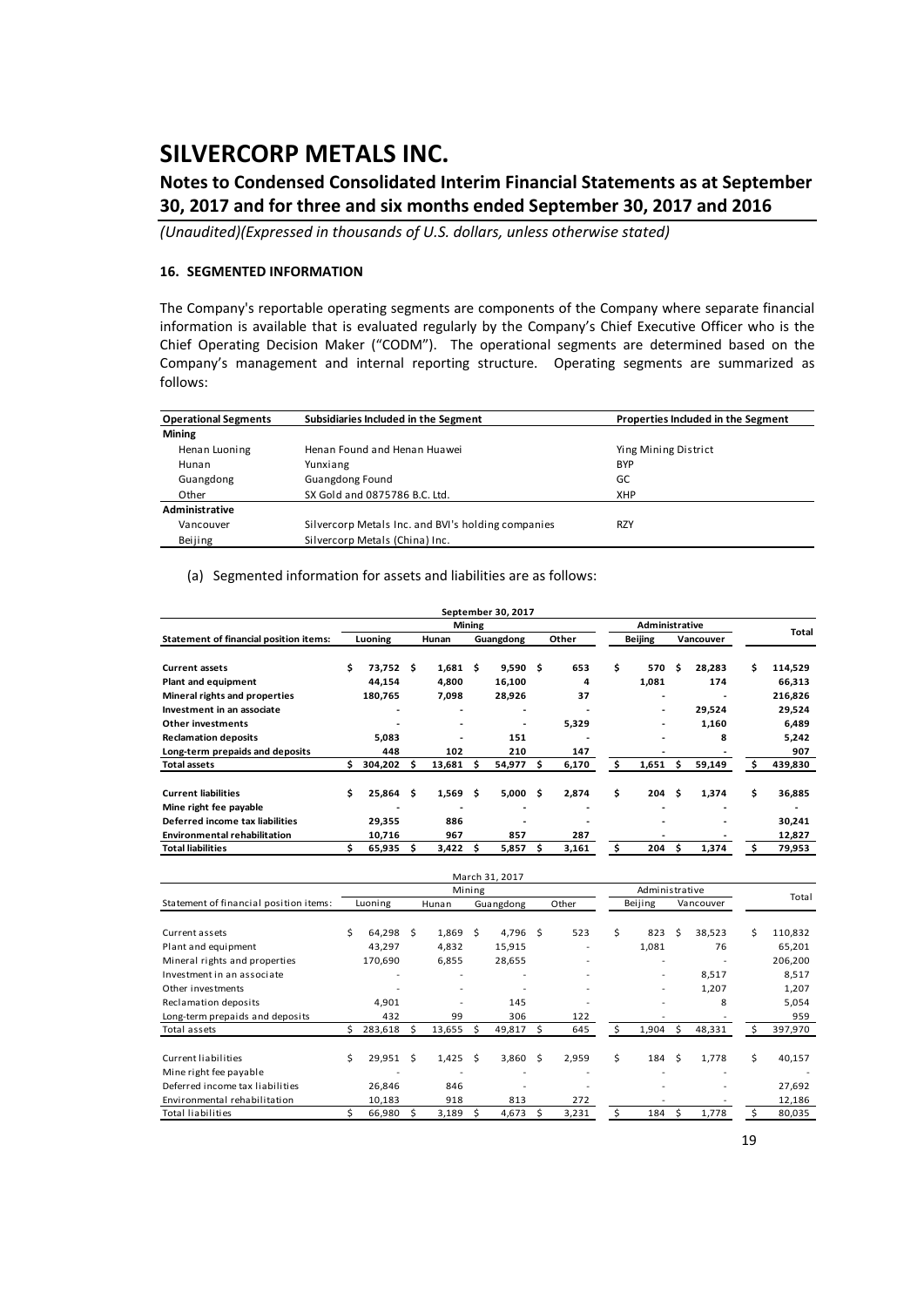# SILVERCORP METALS INC.

## Notes to Condensed Consolidated Interim Financial Statements as at September 30, 2017 and for three and six months ended September 30, 2017 and 2016

*(Unaudited)(Expressed in thousands of U.S. dollars, unless otherwise stated)*

### 16. SEGMENTED INFORMATION

The Company's reportable operating segments are components of the Company where separate financial information is available that is evaluated regularly by the Company's Chief Executive Officer who is the Chief Operating Decision Maker ("CODM"). The operational segments are determined based on the Company's management and internal reporting structure. Operating segments are summarized as follows:

| Operational Segments | Subsidiaries Included in the Segment | Properties Included in the Segment |
|---|---|---|
| **Mining** | | |
| Henan Luoning | Henan Found and Henan Huawei | Ying Mining District |
| Hunan | Yunxiang | BYP |
| Guangdong | Guangdong Found | GC |
| Other | SX Gold and 0875786 B.C. Ltd. | XHP |
| **Administrative** | | |
| Vancouver | Silvercorp Metals Inc. and BVI's holding companies | RZY |
| Beijing | Silvercorp Metals (China) Inc. | |

(a) Segmented information for assets and liabilities are as follows:

| **September 30, 2017** | | | | | | | |
|---|---|---|---|---|---|---|---|
| | **Mining** | | | | **Administrative** | | **Total** |
| **Statement of financial position items:** | **Luoning** | **Hunan** | **Guangdong** | **Other** | **Beijing** | **Vancouver** | |
| **Current assets** | $ 73,752 | $ 1,681 | $ 9,590 | $ 653 | $ 570 | $ 28,283 | $ 114,529 |
| **Plant and equipment** | 44,154 | 4,800 | 16,100 | 4 | 1,081 | 174 | 66,313 |
| **Mineral rights and properties** | 180,765 | 7,098 | 28,926 | 37 | - | - | 216,826 |
| **Investment in an associate** | - | - | - | - | - | 29,524 | 29,524 |
| **Other investments** | - | - | - | 5,329 | - | 1,160 | 6,489 |
| **Reclamation deposits** | 5,083 | - | 151 | - | - | 8 | 5,242 |
| **Long-term prepaids and deposits** | 448 | 102 | 210 | 147 | - | - | 907 |
| **Total assets** | $ 304,202 | $ 13,681 | $ 54,977 | $ 6,170 | $ 1,651 | $ 59,149 | $ 439,830 |
| **Current liabilities** | $ 25,864 | $ 1,569 | $ 5,000 | $ 2,874 | $ 204 | $ 1,374 | $ 36,885 |
| **Mine right fee payable** | - | - | - | - | - | - | - |
| **Deferred income tax liabilities** | 29,355 | 886 | - | - | - | - | 30,241 |
| **Environmental rehabilitation** | 10,716 | 967 | 857 | 287 | - | - | 12,827 |
| **Total liabilities** | $ 65,935 | $ 3,422 | $ 5,857 | $ 3,161 | $ 204 | $ 1,374 | $ 79,953 |

| March 31, 2017 | | | | | | | |
|---|---|---|---|---|---|---|---|
| | Mining | | | | Administrative | | Total |
| Statement of financial position items: | Luoning | Hunan | Guangdong | Other | Beijing | Vancouver | |
| Current assets | $ 64,298 | $ 1,869 | $ 4,796 | $ 523 | $ 823 | $ 38,523 | $ 110,832 |
| Plant and equipment | 43,297 | 4,832 | 15,915 | - | 1,081 | 76 | 65,201 |
| Mineral rights and properties | 170,690 | 6,855 | 28,655 | - | - | - | 206,200 |
| Investment in an associate | - | - | - | - | - | 8,517 | 8,517 |
| Other investments | - | - | - | - | - | 1,207 | 1,207 |
| Reclamation deposits | 4,901 | - | 145 | - | - | 8 | 5,054 |
| Long-term prepaids and deposits | 432 | 99 | 306 | 122 | - | - | 959 |
| Total assets | $ 283,618 | $ 13,655 | $ 49,817 | $ 645 | $ 1,904 | $ 48,331 | $ 397,970 |
| Current liabilities | $ 29,951 | $ 1,425 | $ 3,860 | $ 2,959 | $ 184 | $ 1,778 | $ 40,157 |
| Mine right fee payable | - | - | - | - | - | - | - |
| Deferred income tax liabilities | 26,846 | 846 | - | - | - | - | 27,692 |
| Environmental rehabilitation | 10,183 | 918 | 813 | 272 | - | - | 12,186 |
| Total liabilities | $ 66,980 | $ 3,189 | $ 4,673 | $ 3,231 | $ 184 | $ 1,778 | $ 80,035 |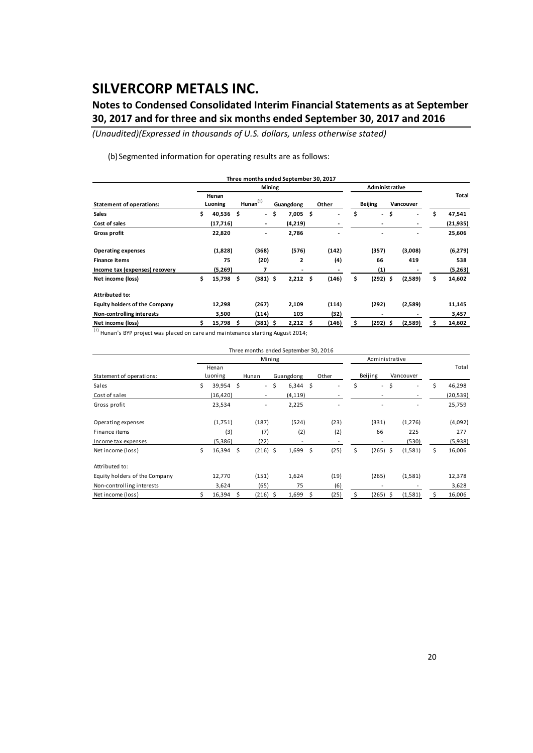# SILVERCORP METALS INC.

## Notes to Condensed Consolidated Interim Financial Statements as at September 30, 2017 and for three and six months ended September 30, 2017 and 2016

*(Unaudited)(Expressed in thousands of U.S. dollars, unless otherwise stated)*

(b) Segmented information for operating results are as follows:

| Three months ended September 30, 2017 | | | | | | | |
|---|---|---|---|---|---|---|---|
| | Mining | | | | Administrative | | |
| **Statement of operations:** | **Henan Luoning** | **Hunan[(1)]** | **Guangdong** | **Other** | **Beijing** | **Vancouver** | **Total** |
| **Sales** | **$ 40,536** | **$ -** | **$ 7,005** | **$ -** | **$ -** | **$ -** | **$ 47,541** |
| **Cost of sales** | **(17,716)** | **-** | **(4,219)** | **-** | **-** | **-** | **(21,935)** |
| **Gross profit** | **22,820** | **-** | **2,786** | **-** | **-** | **-** | **25,606** |
| | | | | | | | |
| **Operating expenses** | **(1,828)** | **(368)** | **(576)** | **(142)** | **(357)** | **(3,008)** | **(6,279)** |
| **Finance items** | **75** | **(20)** | **2** | **(4)** | **66** | **419** | **538** |
| **Income tax (expenses) recovery** | **(5,269)** | **7** | **-** | **-** | **(1)** | **-** | **(5,263)** |
| **Net income (loss)** | **$ 15,798** | **$ (381)** | **$ 2,212** | **$ (146)** | **$ (292)** | **$ (2,589)** | **$ 14,602** |
| | | | | | | | |
| **Attributed to:** | | | | | | | |
| **Equity holders of the Company** | **12,298** | **(267)** | **2,109** | **(114)** | **(292)** | **(2,589)** | **11,145** |
| **Non-controlling interests** | **3,500** | **(114)** | **103** | **(32)** | **-** | **-** | **3,457** |
| **Net income (loss)** | **$ 15,798** | **$ (381)** | **$ 2,212** | **$ (146)** | **$ (292)** | **$ (2,589)** | **$ 14,602** |

[(1)] Hunan's BYP project was placed on care and maintenance starting August 2014;

| Three months ended September 30, 2016 | | | | | | | |
|---|---|---|---|---|---|---|---|
| | Mining | | | | Administrative | | |
| Statement of operations: | Henan Luoning | Hunan | Guangdong | Other | Beijing | Vancouver | Total |
| Sales | $ 39,954 | $ - | $ 6,344 | $ - | $ - | $ - | $ 46,298 |
| Cost of sales | (16,420) | - | (4,119) | - | - | - | (20,539) |
| Gross profit | 23,534 | - | 2,225 | - | - | - | 25,759 |
| | | | | | | | |
| Operating expenses | (1,751) | (187) | (524) | (23) | (331) | (1,276) | (4,092) |
| Finance items | (3) | (7) | (2) | (2) | 66 | 225 | 277 |
| Income tax expenses | (5,386) | (22) | - | - | - | (530) | (5,938) |
| Net income (loss) | $ 16,394 | $ (216) | $ 1,699 | $ (25) | $ (265) | $ (1,581) | $ 16,006 |
| | | | | | | | |
| Attributed to: | | | | | | | |
| Equity holders of the Company | 12,770 | (151) | 1,624 | (19) | (265) | (1,581) | 12,378 |
| Non-controlling interests | 3,624 | (65) | 75 | (6) | - | - | 3,628 |
| Net income (loss) | $ 16,394 | $ (216) | $ 1,699 | $ (25) | $ (265) | $ (1,581) | $ 16,006 |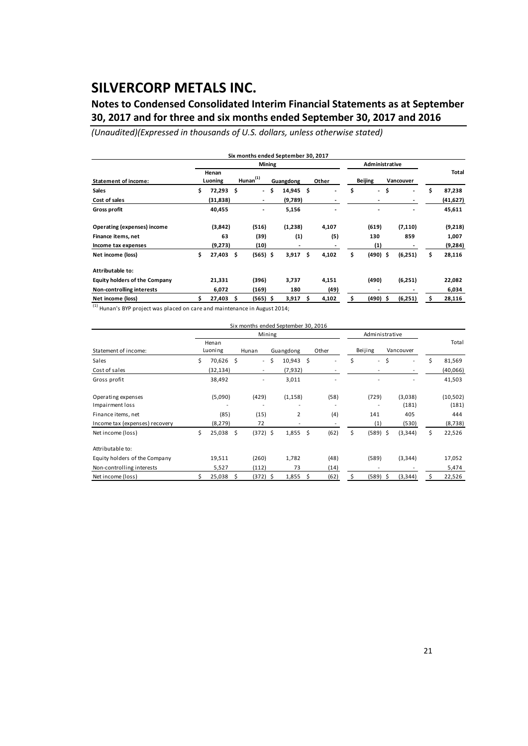# SILVERCORP METALS INC.

## Notes to Condensed Consolidated Interim Financial Statements as at September 30, 2017 and for three and six months ended September 30, 2017 and 2016

*(Unaudited)(Expressed in thousands of U.S. dollars, unless otherwise stated)*

| Six months ended September 30, 2017 | | | | | | | |
|---|---|---|---|---|---|---|---|
| | Mining | | | | Administrative | | |
| **Statement of income:** | **Henan Luoning** | **Hunan[1]** | **Guangdong** | **Other** | **Beijing** | **Vancouver** | **Total** |
| **Sales** | $ 72,293 | $ - | $ 14,945 | $ - | $ - | $ - | $ 87,238 |
| **Cost of sales** | (31,838) | - | (9,789) | - | - | - | (41,627) |
| **Gross profit** | 40,455 | - | 5,156 | - | - | - | 45,611 |
| **Operating (expenses) income** | (3,842) | (516) | (1,238) | 4,107 | (619) | (7,110) | (9,218) |
| **Finance items, net** | 63 | (39) | (1) | (5) | 130 | 859 | 1,007 |
| **Income tax expenses** | (9,273) | (10) | - | - | (1) | - | (9,284) |
| **Net income (loss)** | $ 27,403 | $ (565) | $ 3,917 | $ 4,102 | $ (490) | $ (6,251) | $ 28,116 |
| **Attributable to:** | | | | | | | |
| **Equity holders of the Company** | 21,331 | (396) | 3,737 | 4,151 | (490) | (6,251) | 22,082 |
| **Non-controlling interests** | 6,072 | (169) | 180 | (49) | - | - | 6,034 |
| **Net income (loss)** | $ 27,403 | $ (565) | $ 3,917 | $ 4,102 | $ (490) | $ (6,251) | $ 28,116 |

[1] Hunan's BYP project was placed on care and maintenance in August 2014;

| Six months ended September 30, 2016 | | | | | | | |
|---|---|---|---|---|---|---|---|
| | Mining | | | | Administrative | | |
| Statement of income: | Henan Luoning | Hunan | Guangdong | Other | Beijing | Vancouver | Total |
| Sales | $ 70,626 | $ - | $ 10,943 | $ - | $ - | $ - | $ 81,569 |
| Cost of sales | (32,134) | - | (7,932) | - | - | - | (40,066) |
| Gross profit | 38,492 | - | 3,011 | - | - | - | 41,503 |
| Operating expenses | (5,090) | (429) | (1,158) | (58) | (729) | (3,038) | (10,502) |
| Impairment loss | - | - | - | - | - | (181) | (181) |
| Finance items, net | (85) | (15) | 2 | (4) | 141 | 405 | 444 |
| Income tax (expenses) recovery | (8,279) | 72 | - | - | (1) | (530) | (8,738) |
| Net income (loss) | $ 25,038 | $ (372) | $ 1,855 | $ (62) | $ (589) | $ (3,344) | $ 22,526 |
| Attributable to: | | | | | | | |
| Equity holders of the Company | 19,511 | (260) | 1,782 | (48) | (589) | (3,344) | 17,052 |
| Non-controlling interests | 5,527 | (112) | 73 | (14) | - | - | 5,474 |
| Net income (loss) | $ 25,038 | $ (372) | $ 1,855 | $ (62) | $ (589) | $ (3,344) | $ 22,526 |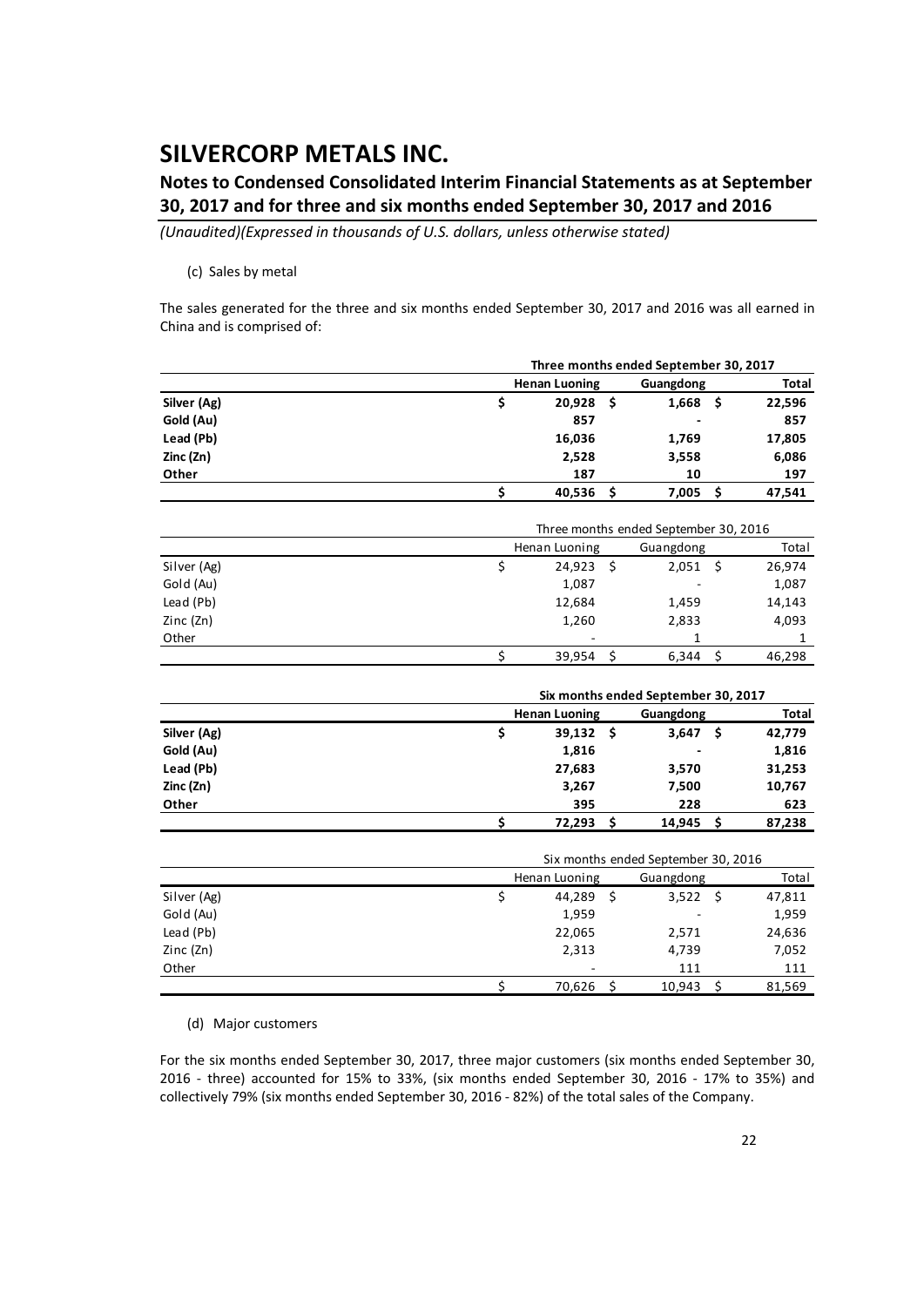(c) Sales by metal

The sales generated for the three and six months ended September 30, 2017 and 2016 was all earned in China and is comprised of:

| | **Three months ended September 30, 2017** | | |
|---|---|---|---|
| | **Henan Luoning** | **Guangdong** | **Total** |
| **Silver (Ag)** | **$ 20,928** | **$ 1,668** | **$ 22,596** |
| **Gold (Au)** | **857** | **-** | **857** |
| **Lead (Pb)** | **16,036** | **1,769** | **17,805** |
| **Zinc (Zn)** | **2,528** | **3,558** | **6,086** |
| **Other** | **187** | **10** | **197** |
| | **$ 40,536** | **$ 7,005** | **$ 47,541** |

| | Three months ended September 30, 2016 | | |
|---|---|---|---|
| | Henan Luoning | Guangdong | Total |
| Silver (Ag) | $ 24,923 | $ 2,051 | $ 26,974 |
| Gold (Au) | 1,087 | - | 1,087 |
| Lead (Pb) | 12,684 | 1,459 | 14,143 |
| Zinc (Zn) | 1,260 | 2,833 | 4,093 |
| Other | - | 1 | 1 |
| | $ 39,954 | $ 6,344 | $ 46,298 |

| | **Six months ended September 30, 2017** | | |
|---|---|---|---|
| | **Henan Luoning** | **Guangdong** | **Total** |
| **Silver (Ag)** | **$ 39,132** | **$ 3,647** | **$ 42,779** |
| **Gold (Au)** | **1,816** | **-** | **1,816** |
| **Lead (Pb)** | **27,683** | **3,570** | **31,253** |
| **Zinc (Zn)** | **3,267** | **7,500** | **10,767** |
| **Other** | **395** | **228** | **623** |
| | **$ 72,293** | **$ 14,945** | **$ 87,238** |

| | Six months ended September 30, 2016 | | |
|---|---|---|---|
| | Henan Luoning | Guangdong | Total |
| Silver (Ag) | $ 44,289 | $ 3,522 | $ 47,811 |
| Gold (Au) | 1,959 | - | 1,959 |
| Lead (Pb) | 22,065 | 2,571 | 24,636 |
| Zinc (Zn) | 2,313 | 4,739 | 7,052 |
| Other | - | 111 | 111 |
| | $ 70,626 | $ 10,943 | $ 81,569 |

(d) Major customers

For the six months ended September 30, 2017, three major customers (six months ended September 30, 2016 - three) accounted for 15% to 33%, (six months ended September 30, 2016 - 17% to 35%) and collectively 79% (six months ended September 30, 2016 - 82%) of the total sales of the Company.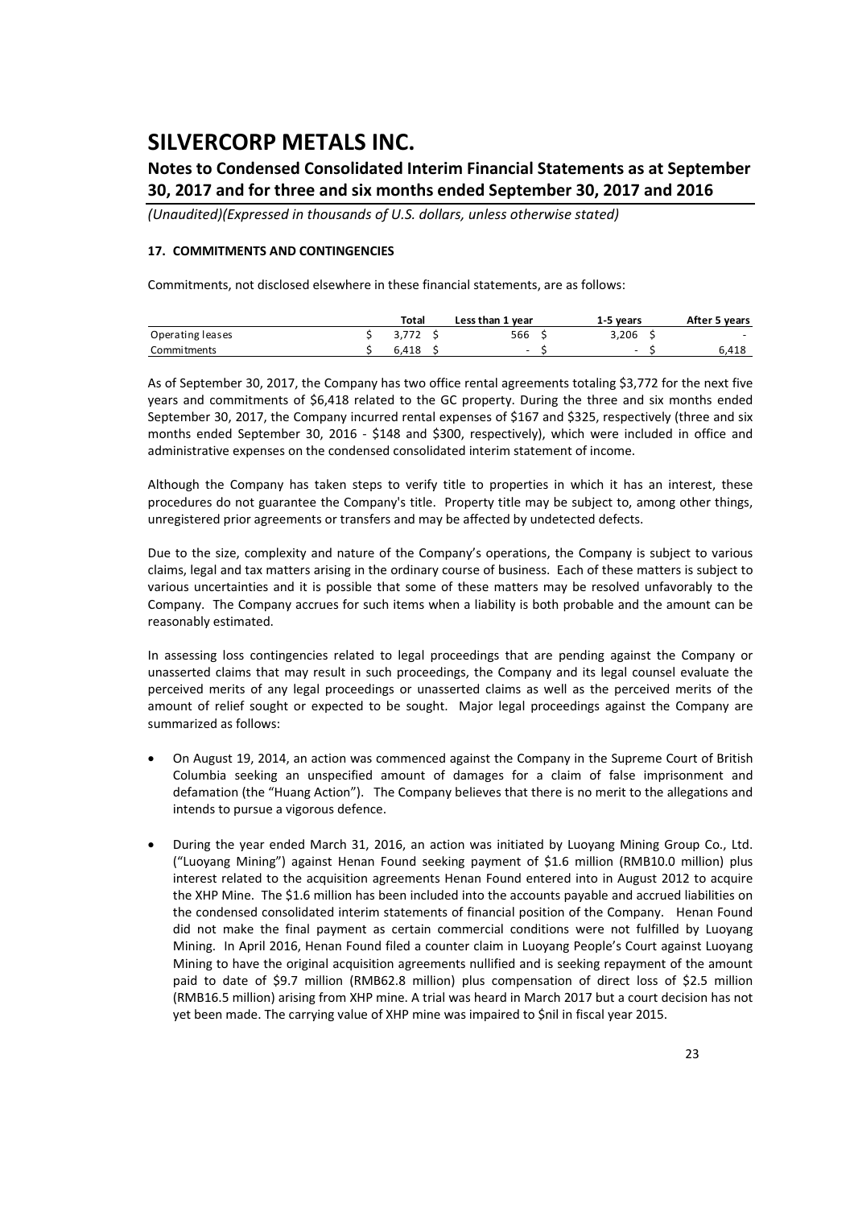# SILVERCORP METALS INC.

## Notes to Condensed Consolidated Interim Financial Statements as at September 30, 2017 and for three and six months ended September 30, 2017 and 2016

*(Unaudited)(Expressed in thousands of U.S. dollars, unless otherwise stated)*

### 17. COMMITMENTS AND CONTINGENCIES

Commitments, not disclosed elsewhere in these financial statements, are as follows:

| | Total | Less than 1 year | 1-5 years | After 5 years |
|---|---|---|---|---|
| Operating leases | $ 3,772 | $ 566 | $ 3,206 | $ - |
| Commitments | $ 6,418 | $ - | $ - | $ 6,418 |

As of September 30, 2017, the Company has two office rental agreements totaling $3,772 for the next five years and commitments of $6,418 related to the GC property. During the three and six months ended September 30, 2017, the Company incurred rental expenses of $167 and $325, respectively (three and six months ended September 30, 2016 - $148 and $300, respectively), which were included in office and administrative expenses on the condensed consolidated interim statement of income.

Although the Company has taken steps to verify title to properties in which it has an interest, these procedures do not guarantee the Company's title. Property title may be subject to, among other things, unregistered prior agreements or transfers and may be affected by undetected defects.

Due to the size, complexity and nature of the Company's operations, the Company is subject to various claims, legal and tax matters arising in the ordinary course of business. Each of these matters is subject to various uncertainties and it is possible that some of these matters may be resolved unfavorably to the Company. The Company accrues for such items when a liability is both probable and the amount can be reasonably estimated.

In assessing loss contingencies related to legal proceedings that are pending against the Company or unasserted claims that may result in such proceedings, the Company and its legal counsel evaluate the perceived merits of any legal proceedings or unasserted claims as well as the perceived merits of the amount of relief sought or expected to be sought. Major legal proceedings against the Company are summarized as follows:

- On August 19, 2014, an action was commenced against the Company in the Supreme Court of British Columbia seeking an unspecified amount of damages for a claim of false imprisonment and defamation (the "Huang Action"). The Company believes that there is no merit to the allegations and intends to pursue a vigorous defence.

- During the year ended March 31, 2016, an action was initiated by Luoyang Mining Group Co., Ltd. ("Luoyang Mining") against Henan Found seeking payment of $1.6 million (RMB10.0 million) plus interest related to the acquisition agreements Henan Found entered into in August 2012 to acquire the XHP Mine. The $1.6 million has been included into the accounts payable and accrued liabilities on the condensed consolidated interim statements of financial position of the Company. Henan Found did not make the final payment as certain commercial conditions were not fulfilled by Luoyang Mining. In April 2016, Henan Found filed a counter claim in Luoyang People's Court against Luoyang Mining to have the original acquisition agreements nullified and is seeking repayment of the amount paid to date of $9.7 million (RMB62.8 million) plus compensation of direct loss of $2.5 million (RMB16.5 million) arising from XHP mine. A trial was heard in March 2017 but a court decision has not yet been made. The carrying value of XHP mine was impaired to $nil in fiscal year 2015.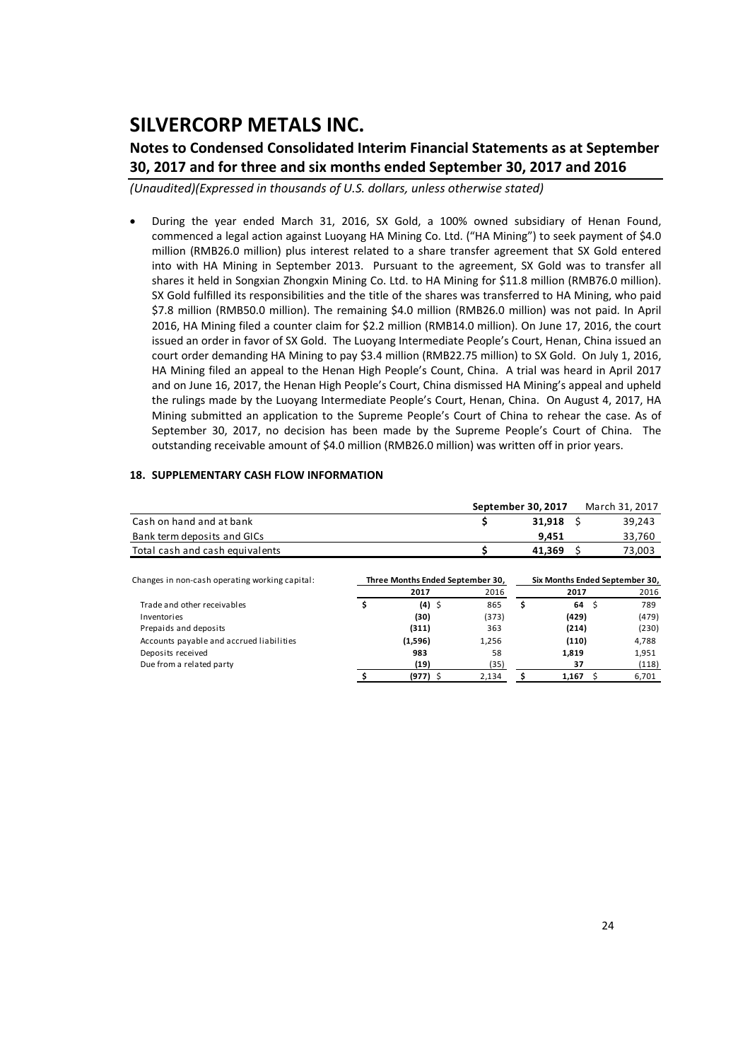- During the year ended March 31, 2016, SX Gold, a 100% owned subsidiary of Henan Found, commenced a legal action against Luoyang HA Mining Co. Ltd. ("HA Mining") to seek payment of $4.0 million (RMB26.0 million) plus interest related to a share transfer agreement that SX Gold entered into with HA Mining in September 2013. Pursuant to the agreement, SX Gold was to transfer all shares it held in Songxian Zhongxin Mining Co. Ltd. to HA Mining for $11.8 million (RMB76.0 million). SX Gold fulfilled its responsibilities and the title of the shares was transferred to HA Mining, who paid $7.8 million (RMB50.0 million). The remaining $4.0 million (RMB26.0 million) was not paid. In April 2016, HA Mining filed a counter claim for $2.2 million (RMB14.0 million). On June 17, 2016, the court issued an order in favor of SX Gold. The Luoyang Intermediate People's Court, Henan, China issued an court order demanding HA Mining to pay $3.4 million (RMB22.75 million) to SX Gold. On July 1, 2016, HA Mining filed an appeal to the Henan High People's Count, China. A trial was heard in April 2017 and on June 16, 2017, the Henan High People's Court, China dismissed HA Mining's appeal and upheld the rulings made by the Luoyang Intermediate People's Court, Henan, China. On August 4, 2017, HA Mining submitted an application to the Supreme People's Court of China to rehear the case. As of September 30, 2017, no decision has been made by the Supreme People's Court of China. The outstanding receivable amount of $4.0 million (RMB26.0 million) was written off in prior years.

## 18. SUPPLEMENTARY CASH FLOW INFORMATION

| | September 30, 2017 | March 31, 2017 |
|---|---|---|
| Cash on hand and at bank | $ **31,918** | $ 39,243 |
| Bank term deposits and GICs | **9,451** | 33,760 |
| Total cash and cash equivalents | $ **41,369** | $ 73,003 |

| Changes in non-cash operating working capital: | Three Months Ended September 30, | | Six Months Ended September 30, | |
|---|---|---|---|---|
| | 2017 | 2016 | 2017 | 2016 |
| Trade and other receivables | $ **(4)** | $ 865 | $ **64** | $ 789 |
| Inventories | **(30)** | (373) | **(429)** | (479) |
| Prepaids and deposits | **(311)** | 363 | **(214)** | (230) |
| Accounts payable and accrued liabilities | **(1,596)** | 1,256 | **(110)** | 4,788 |
| Deposits received | **983** | 58 | **1,819** | 1,951 |
| Due from a related party | **(19)** | (35) | **37** | (118) |
| | $ **(977)** | $ 2,134 | $ **1,167** | $ 6,701 |